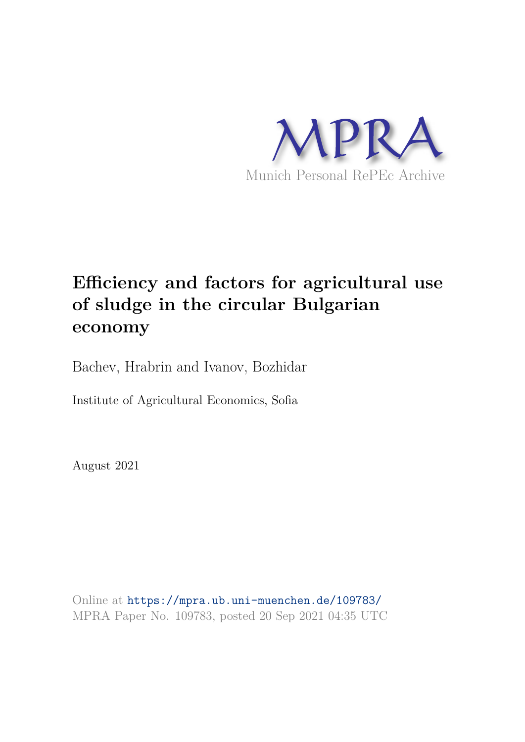MPRA

Munich Personal RePEc Archive

# Efficiency and factors for agricultural use of sludge in the circular Bulgarian economy

Bachev, Hrabrin and Ivanov, Bozhidar

Institute of Agricultural Economics, Sofia

August 2021

Online at https://mpra.ub.uni-muenchen.de/109783/
MPRA Paper No. 109783, posted 20 Sep 2021 04:35 UTC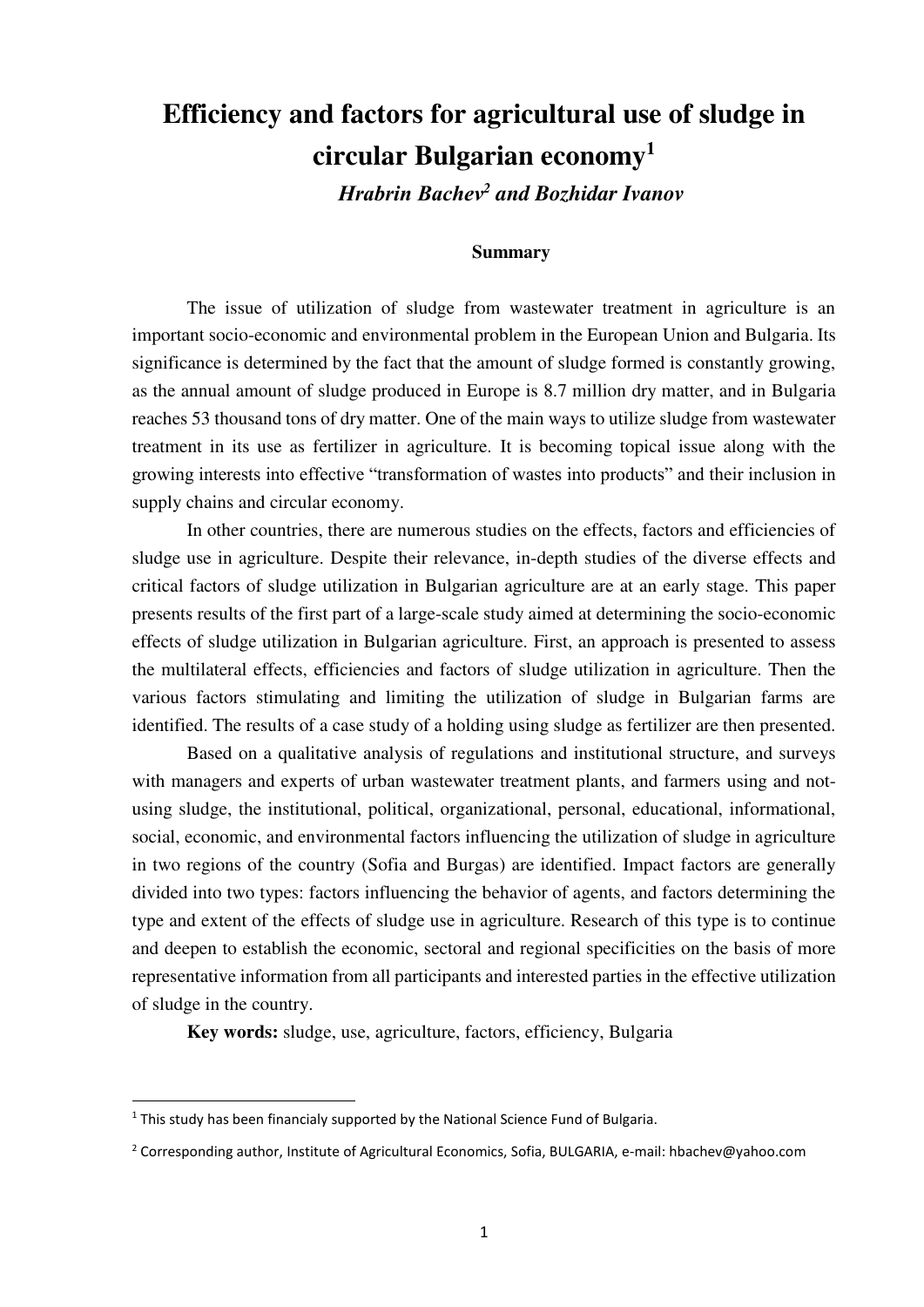# Efficiency and factors for agricultural use of sludge in circular Bulgarian economy[1]

***Hrabrin Bachev[2] and Bozhidar Ivanov***

**Summary**

The issue of utilization of sludge from wastewater treatment in agriculture is an important socio-economic and environmental problem in the European Union and Bulgaria. Its significance is determined by the fact that the amount of sludge formed is constantly growing, as the annual amount of sludge produced in Europe is 8.7 million dry matter, and in Bulgaria reaches 53 thousand tons of dry matter. One of the main ways to utilize sludge from wastewater treatment in its use as fertilizer in agriculture. It is becoming topical issue along with the growing interests into effective "transformation of wastes into products" and their inclusion in supply chains and circular economy.

In other countries, there are numerous studies on the effects, factors and efficiencies of sludge use in agriculture. Despite their relevance, in-depth studies of the diverse effects and critical factors of sludge utilization in Bulgarian agriculture are at an early stage. This paper presents results of the first part of a large-scale study aimed at determining the socio-economic effects of sludge utilization in Bulgarian agriculture. First, an approach is presented to assess the multilateral effects, efficiencies and factors of sludge utilization in agriculture. Then the various factors stimulating and limiting the utilization of sludge in Bulgarian farms are identified. The results of a case study of a holding using sludge as fertilizer are then presented.

Based on a qualitative analysis of regulations and institutional structure, and surveys with managers and experts of urban wastewater treatment plants, and farmers using and not-using sludge, the institutional, political, organizational, personal, educational, informational, social, economic, and environmental factors influencing the utilization of sludge in agriculture in two regions of the country (Sofia and Burgas) are identified. Impact factors are generally divided into two types: factors influencing the behavior of agents, and factors determining the type and extent of the effects of sludge use in agriculture. Research of this type is to continue and deepen to establish the economic, sectoral and regional specificities on the basis of more representative information from all participants and interested parties in the effective utilization of sludge in the country.

**Key words:** sludge, use, agriculture, factors, efficiency, Bulgaria

---

[1] This study has been financialy supported by the National Science Fund of Bulgaria.

[2] Corresponding author, Institute of Agricultural Economics, Sofia, BULGARIA, e-mail: hbachev@yahoo.com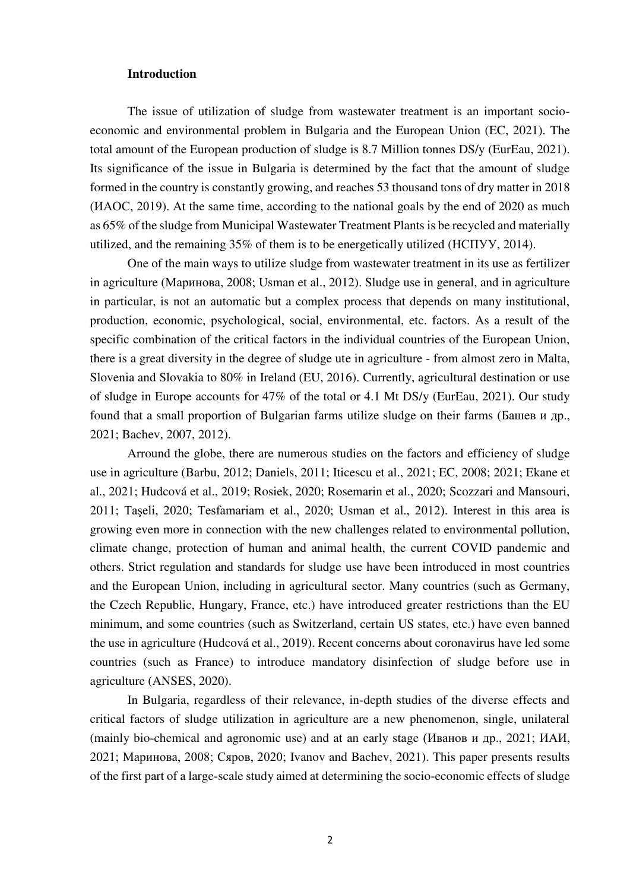**Introduction**

The issue of utilization of sludge from wastewater treatment is an important socio-economic and environmental problem in Bulgaria and the European Union (EC, 2021). The total amount of the European production of sludge is 8.7 Million tonnes DS/y (EurEau, 2021). Its significance of the issue in Bulgaria is determined by the fact that the amount of sludge formed in the country is constantly growing, and reaches 53 thousand tons of dry matter in 2018 (ИАОС, 2019). At the same time, according to the national goals by the end of 2020 as much as 65% of the sludge from Municipal Wastewater Treatment Plants is be recycled and materially utilized, and the remaining 35% of them is to be energetically utilized (НСПУУ, 2014).

One of the main ways to utilize sludge from wastewater treatment in its use as fertilizer in agriculture (Маринова, 2008; Usman et al., 2012). Sludge use in general, and in agriculture in particular, is not an automatic but a complex process that depends on many institutional, production, economic, psychological, social, environmental, etc. factors. As a result of the specific combination of the critical factors in the individual countries of the European Union, there is a great diversity in the degree of sludge ute in agriculture - from almost zero in Malta, Slovenia and Slovakia to 80% in Ireland (EU, 2016). Currently, agricultural destination or use of sludge in Europe accounts for 47% of the total or 4.1 Mt DS/y (EurEau, 2021). Our study found that a small proportion of Bulgarian farms utilize sludge on their farms (Башев и др., 2021; Bachev, 2007, 2012).

Arround the globe, there are numerous studies on the factors and efficiency of sludge use in agriculture (Barbu, 2012; Daniels, 2011; Iticescu et al., 2021; EC, 2008; 2021; Ekane et al., 2021; Hudcová et al., 2019; Rosiek, 2020; Rosemarin et al., 2020; Scozzari and Mansouri, 2011; Taşeli, 2020; Tesfamariam et al., 2020; Usman et al., 2012). Interest in this area is growing even more in connection with the new challenges related to environmental pollution, climate change, protection of human and animal health, the current COVID pandemic and others. Strict regulation and standards for sludge use have been introduced in most countries and the European Union, including in agricultural sector. Many countries (such as Germany, the Czech Republic, Hungary, France, etc.) have introduced greater restrictions than the EU minimum, and some countries (such as Switzerland, certain US states, etc.) have even banned the use in agriculture (Hudcová et al., 2019). Recent concerns about coronavirus have led some countries (such as France) to introduce mandatory disinfection of sludge before use in agriculture (ANSES, 2020).

In Bulgaria, regardless of their relevance, in-depth studies of the diverse effects and critical factors of sludge utilization in agriculture are a new phenomenon, single, unilateral (mainly bio-chemical and agronomic use) and at an early stage (Иванов и др., 2021; ИАИ, 2021; Маринова, 2008; Сяров, 2020; Ivanov and Bachev, 2021). This paper presents results of the first part of a large-scale study aimed at determining the socio-economic effects of sludge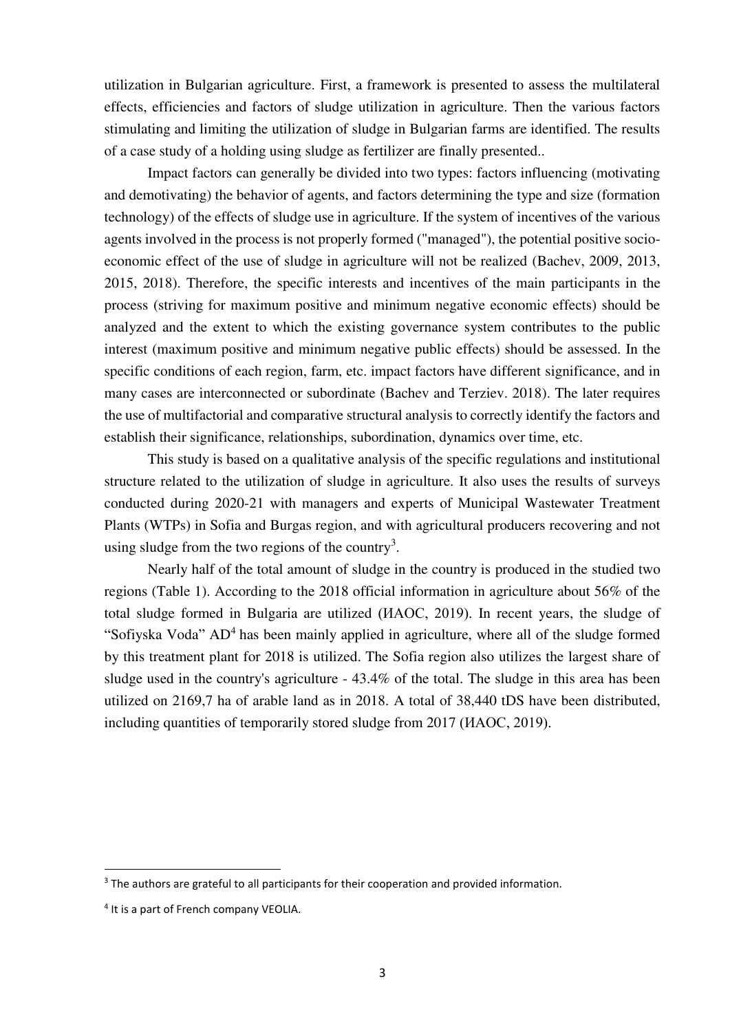utilization in Bulgarian agriculture. First, a framework is presented to assess the multilateral effects, efficiencies and factors of sludge utilization in agriculture. Then the various factors stimulating and limiting the utilization of sludge in Bulgarian farms are identified. The results of a case study of a holding using sludge as fertilizer are finally presented..

Impact factors can generally be divided into two types: factors influencing (motivating and demotivating) the behavior of agents, and factors determining the type and size (formation technology) of the effects of sludge use in agriculture. If the system of incentives of the various agents involved in the process is not properly formed ("managed"), the potential positive socio-economic effect of the use of sludge in agriculture will not be realized (Bachev, 2009, 2013, 2015, 2018). Therefore, the specific interests and incentives of the main participants in the process (striving for maximum positive and minimum negative economic effects) should be analyzed and the extent to which the existing governance system contributes to the public interest (maximum positive and minimum negative public effects) should be assessed. In the specific conditions of each region, farm, etc. impact factors have different significance, and in many cases are interconnected or subordinate (Bachev and Terziev. 2018). The later requires the use of multifactorial and comparative structural analysis to correctly identify the factors and establish their significance, relationships, subordination, dynamics over time, etc.

This study is based on a qualitative analysis of the specific regulations and institutional structure related to the utilization of sludge in agriculture. It also uses the results of surveys conducted during 2020-21 with managers and experts of Municipal Wastewater Treatment Plants (WTPs) in Sofia and Burgas region, and with agricultural producers recovering and not using sludge from the two regions of the country[3].

Nearly half of the total amount of sludge in the country is produced in the studied two regions (Table 1). According to the 2018 official information in agriculture about 56% of the total sludge formed in Bulgaria are utilized (ИАОС, 2019). In recent years, the sludge of "Sofiyska Voda" AD[4] has been mainly applied in agriculture, where all of the sludge formed by this treatment plant for 2018 is utilized. The Sofia region also utilizes the largest share of sludge used in the country's agriculture - 43.4% of the total. The sludge in this area has been utilized on 2169,7 ha of arable land as in 2018. A total of 38,440 tDS have been distributed, including quantities of temporarily stored sludge from 2017 (ИАОС, 2019).

---

[3] The authors are grateful to all participants for their cooperation and provided information.

[4] It is a part of French company VEOLIA.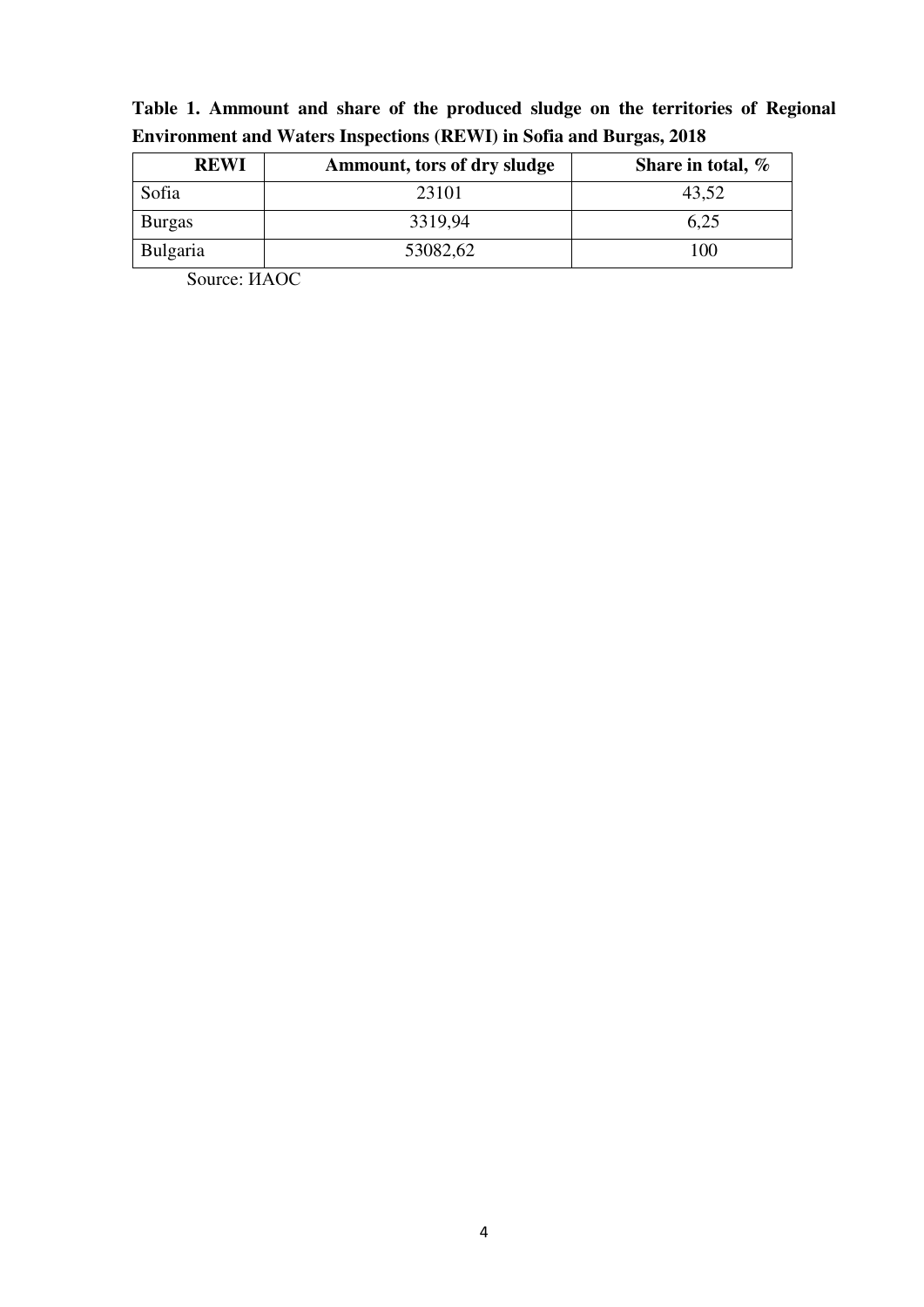**Table 1. Ammount and share of the produced sludge on the territories of Regional Environment and Waters Inspections (REWI) in Sofia and Burgas, 2018**

| REWI | Ammount, tors of dry sludge | Share in total, % |
|---|---|---|
| Sofia | 23101 | 43,52 |
| Burgas | 3319,94 | 6,25 |
| Bulgaria | 53082,62 | 100 |

Source: ИАОС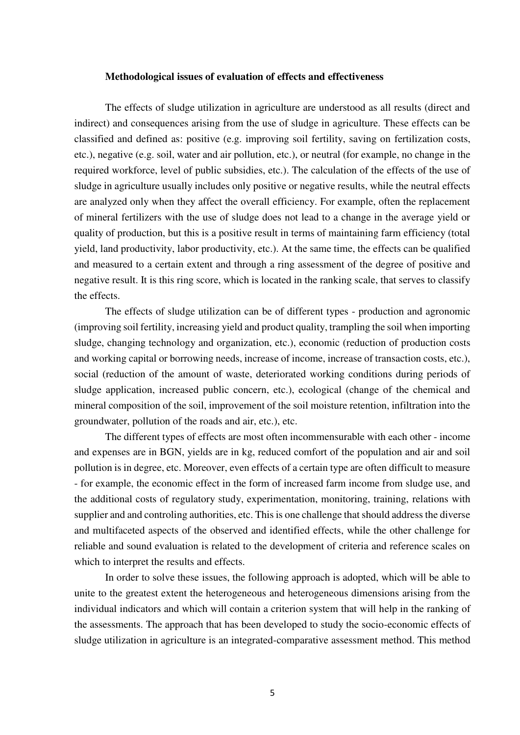**Methodological issues of evaluation of effects and effectiveness**

The effects of sludge utilization in agriculture are understood as all results (direct and indirect) and consequences arising from the use of sludge in agriculture. These effects can be classified and defined as: positive (e.g. improving soil fertility, saving on fertilization costs, etc.), negative (e.g. soil, water and air pollution, etc.), or neutral (for example, no change in the required workforce, level of public subsidies, etc.). The calculation of the effects of the use of sludge in agriculture usually includes only positive or negative results, while the neutral effects are analyzed only when they affect the overall efficiency. For example, often the replacement of mineral fertilizers with the use of sludge does not lead to a change in the average yield or quality of production, but this is a positive result in terms of maintaining farm efficiency (total yield, land productivity, labor productivity, etc.). At the same time, the effects can be qualified and measured to a certain extent and through a ring assessment of the degree of positive and negative result. It is this ring score, which is located in the ranking scale, that serves to classify the effects.

The effects of sludge utilization can be of different types - production and agronomic (improving soil fertility, increasing yield and product quality, trampling the soil when importing sludge, changing technology and organization, etc.), economic (reduction of production costs and working capital or borrowing needs, increase of income, increase of transaction costs, etc.), social (reduction of the amount of waste, deteriorated working conditions during periods of sludge application, increased public concern, etc.), ecological (change of the chemical and mineral composition of the soil, improvement of the soil moisture retention, infiltration into the groundwater, pollution of the roads and air, etc.), etc.

The different types of effects are most often incommensurable with each other - income and expenses are in BGN, yields are in kg, reduced comfort of the population and air and soil pollution is in degree, etc. Moreover, even effects of a certain type are often difficult to measure - for example, the economic effect in the form of increased farm income from sludge use, and the additional costs of regulatory study, experimentation, monitoring, training, relations with supplier and and controling authorities, etc. This is one challenge that should address the diverse and multifaceted aspects of the observed and identified effects, while the other challenge for reliable and sound evaluation is related to the development of criteria and reference scales on which to interpret the results and effects.

In order to solve these issues, the following approach is adopted, which will be able to unite to the greatest extent the heterogeneous and heterogeneous dimensions arising from the individual indicators and which will contain a criterion system that will help in the ranking of the assessments. The approach that has been developed to study the socio-economic effects of sludge utilization in agriculture is an integrated-comparative assessment method. This method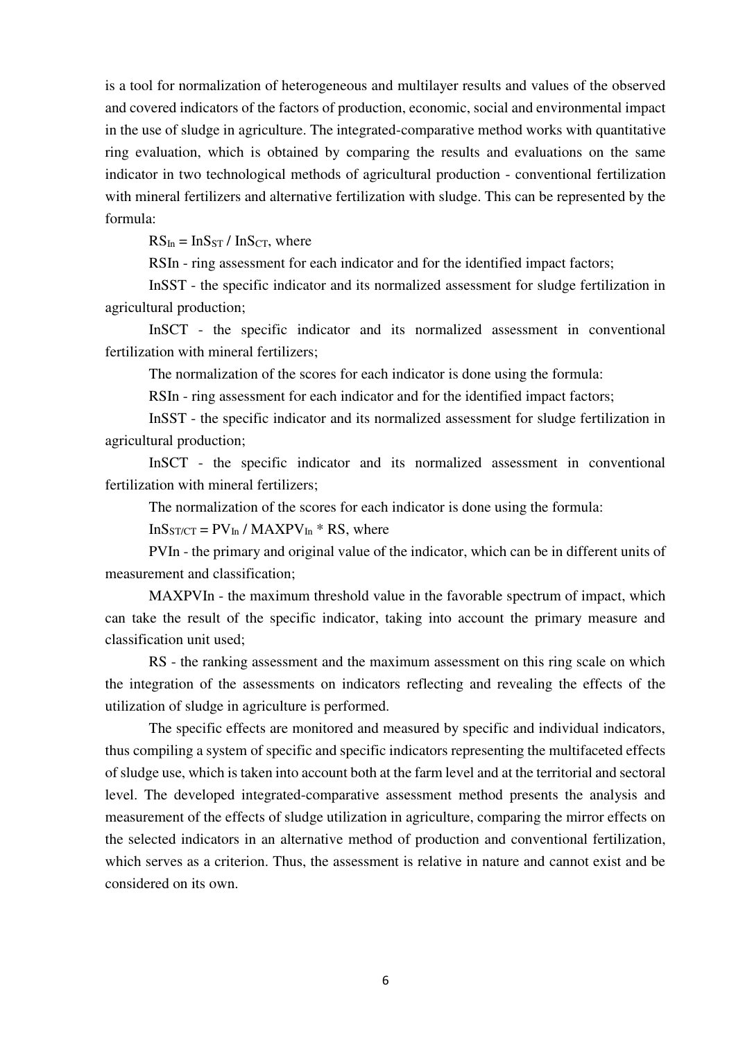is a tool for normalization of heterogeneous and multilayer results and values of the observed and covered indicators of the factors of production, economic, social and environmental impact in the use of sludge in agriculture. The integrated-comparative method works with quantitative ring evaluation, which is obtained by comparing the results and evaluations on the same indicator in two technological methods of agricultural production - conventional fertilization with mineral fertilizers and alternative fertilization with sludge. This can be represented by the formula:

$RS_{In} = InS_{ST} / InS_{CT}$, where

RSIn - ring assessment for each indicator and for the identified impact factors;

InSST - the specific indicator and its normalized assessment for sludge fertilization in agricultural production;

InSCT - the specific indicator and its normalized assessment in conventional fertilization with mineral fertilizers;

The normalization of the scores for each indicator is done using the formula:

RSIn - ring assessment for each indicator and for the identified impact factors;

InSST - the specific indicator and its normalized assessment for sludge fertilization in agricultural production;

InSCT - the specific indicator and its normalized assessment in conventional fertilization with mineral fertilizers;

The normalization of the scores for each indicator is done using the formula:

$InS_{ST/CT} = PV_{In} / MAXPV_{In} * RS$, where

PVIn - the primary and original value of the indicator, which can be in different units of measurement and classification;

MAXPVIn - the maximum threshold value in the favorable spectrum of impact, which can take the result of the specific indicator, taking into account the primary measure and classification unit used;

RS - the ranking assessment and the maximum assessment on this ring scale on which the integration of the assessments on indicators reflecting and revealing the effects of the utilization of sludge in agriculture is performed.

The specific effects are monitored and measured by specific and individual indicators, thus compiling a system of specific and specific indicators representing the multifaceted effects of sludge use, which is taken into account both at the farm level and at the territorial and sectoral level. The developed integrated-comparative assessment method presents the analysis and measurement of the effects of sludge utilization in agriculture, comparing the mirror effects on the selected indicators in an alternative method of production and conventional fertilization, which serves as a criterion. Thus, the assessment is relative in nature and cannot exist and be considered on its own.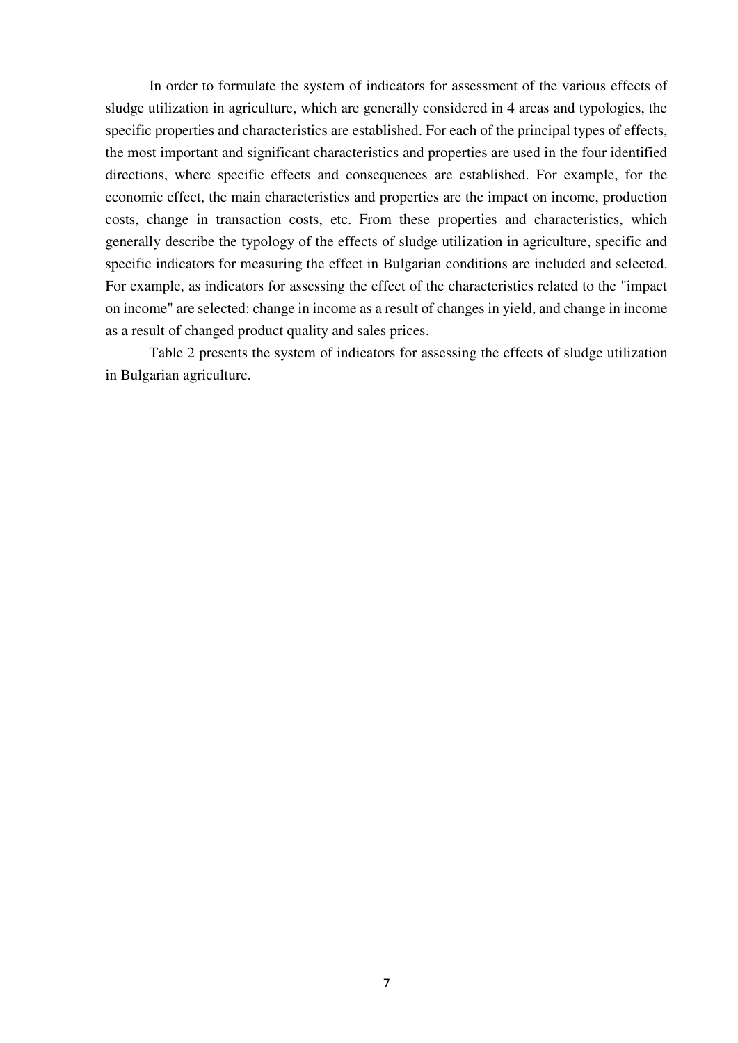In order to formulate the system of indicators for assessment of the various effects of sludge utilization in agriculture, which are generally considered in 4 areas and typologies, the specific properties and characteristics are established. For each of the principal types of effects, the most important and significant characteristics and properties are used in the four identified directions, where specific effects and consequences are established. For example, for the economic effect, the main characteristics and properties are the impact on income, production costs, change in transaction costs, etc. From these properties and characteristics, which generally describe the typology of the effects of sludge utilization in agriculture, specific and specific indicators for measuring the effect in Bulgarian conditions are included and selected. For example, as indicators for assessing the effect of the characteristics related to the "impact on income" are selected: change in income as a result of changes in yield, and change in income as a result of changed product quality and sales prices.

Table 2 presents the system of indicators for assessing the effects of sludge utilization in Bulgarian agriculture.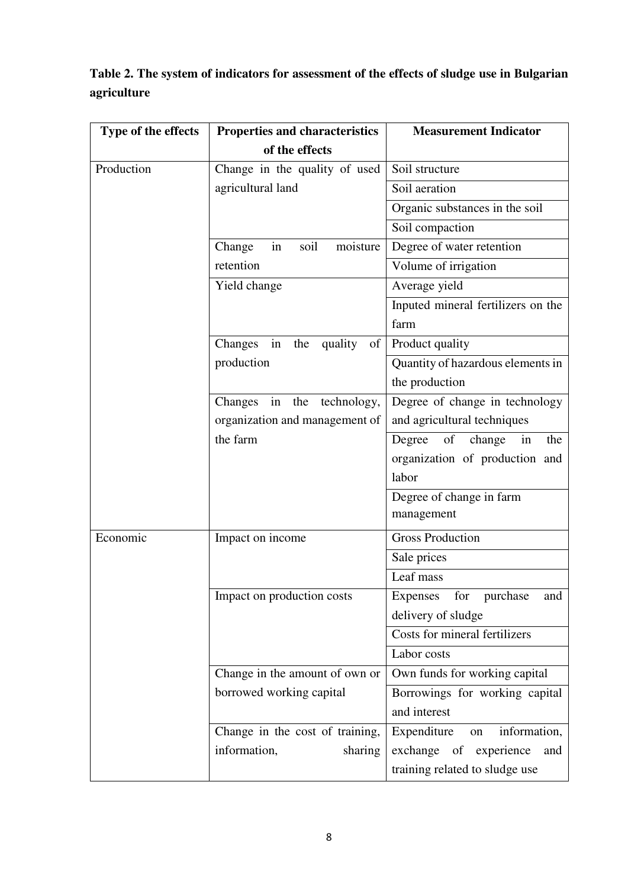**Table 2. The system of indicators for assessment of the effects of sludge use in Bulgarian agriculture**

| Type of the effects | Properties and characteristics of the effects | Measurement Indicator |
|---|---|---|
| Production | Change in the quality of used agricultural land | Soil structure |
| | | Soil aeration |
| | | Organic substances in the soil |
| | | Soil compaction |
| | Change in soil moisture retention | Degree of water retention |
| | | Volume of irrigation |
| | Yield change | Average yield |
| | | Inputed mineral fertilizers on the farm |
| | Changes in the quality of production | Product quality |
| | | Quantity of hazardous elements in the production |
| | Changes in the technology, organization and management of the farm | Degree of change in technology and agricultural techniques |
| | | Degree of change in the organization of production and labor |
| | | Degree of change in farm management |
| Economic | Impact on income | Gross Production |
| | | Sale prices |
| | | Leaf mass |
| | Impact on production costs | Expenses for purchase and delivery of sludge |
| | | Costs for mineral fertilizers |
| | | Labor costs |
| | Change in the amount of own or borrowed working capital | Own funds for working capital |
| | | Borrowings for working capital and interest |
| | Change in the cost of training, information, sharing | Expenditure on information, exchange of experience and training related to sludge use |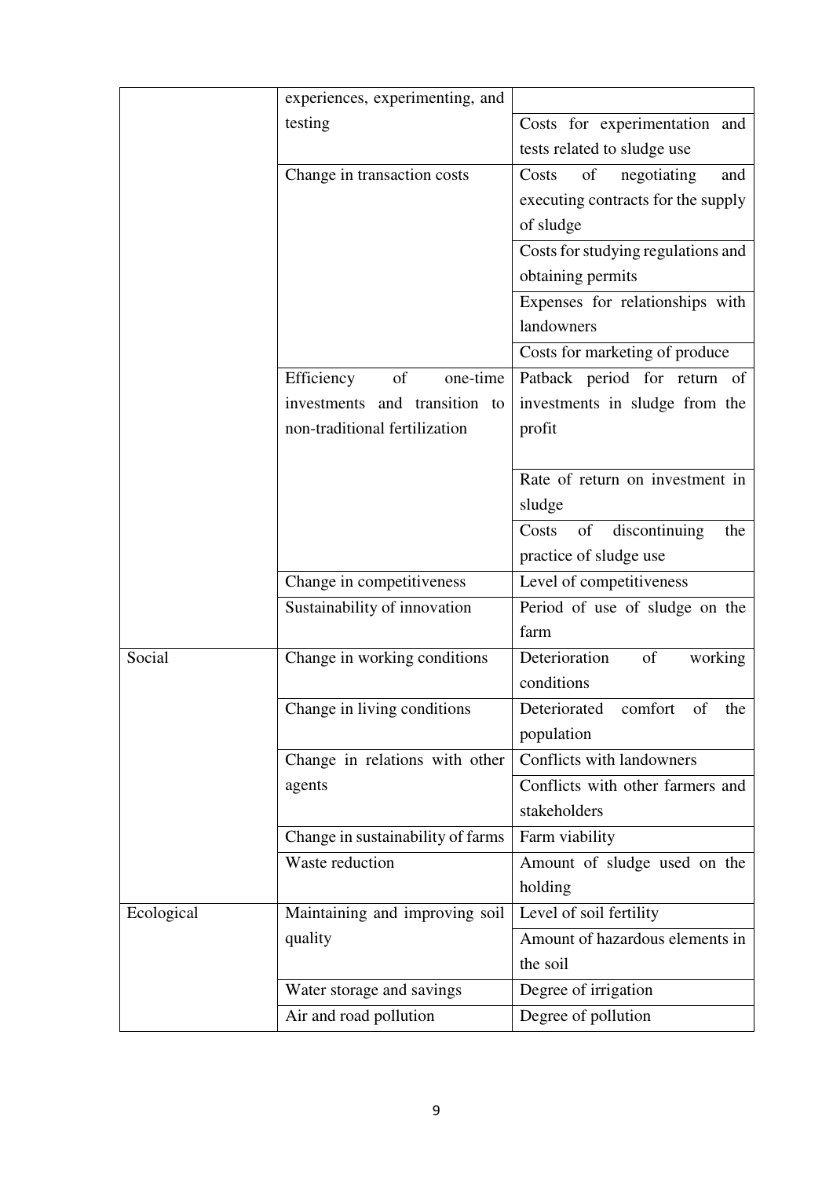| | | |
|---|---|---|
| | experiences, experimenting, and testing | |
| | | Costs for experimentation and tests related to sludge use |
| | Change in transaction costs | Costs of negotiating and executing contracts for the supply of sludge |
| | | Costs for studying regulations and obtaining permits |
| | | Expenses for relationships with landowners |
| | | Costs for marketing of produce |
| | Efficiency of one-time investments and transition to non-traditional fertilization | Patback period for return of investments in sludge from the profit |
| | | Rate of return on investment in sludge |
| | | Costs of discontinuing the practice of sludge use |
| | Change in competitiveness | Level of competitiveness |
| | Sustainability of innovation | Period of use of sludge on the farm |
| Social | Change in working conditions | Deterioration of working conditions |
| | Change in living conditions | Deteriorated comfort of the population |
| | Change in relations with other agents | Conflicts with landowners |
| | | Conflicts with other farmers and stakeholders |
| | Change in sustainability of farms | Farm viability |
| | Waste reduction | Amount of sludge used on the holding |
| Ecological | Maintaining and improving soil quality | Level of soil fertility |
| | | Amount of hazardous elements in the soil |
| | Water storage and savings | Degree of irrigation |
| | Air and road pollution | Degree of pollution |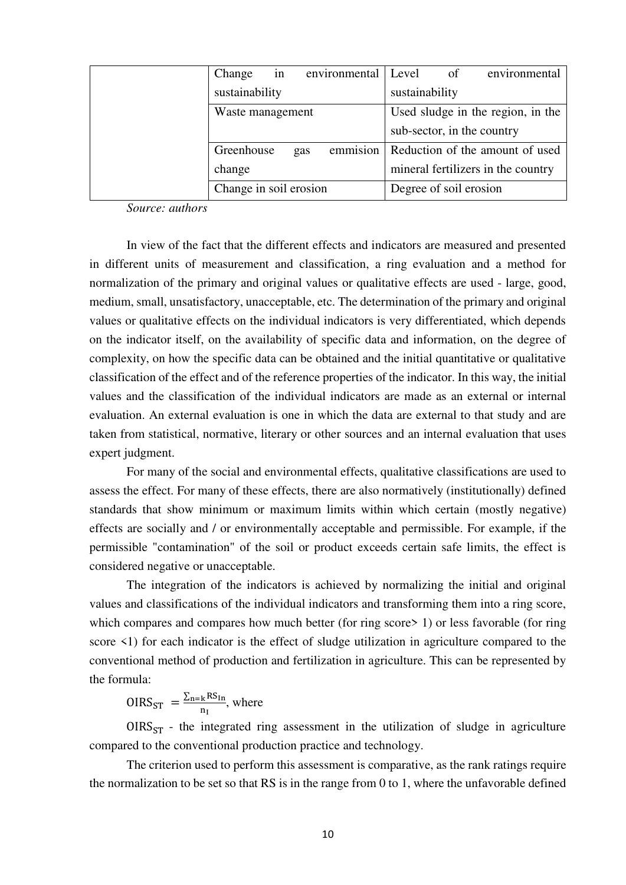| | | |
|---|---|---|
| | Change in environmental sustainability | Level of environmental sustainability |
| | Waste management | Used sludge in the region, in the sub-sector, in the country |
| | Greenhouse gas emmision change | Reduction of the amount of used mineral fertilizers in the country |
| | Change in soil erosion | Degree of soil erosion |

*Source: authors*

In view of the fact that the different effects and indicators are measured and presented in different units of measurement and classification, a ring evaluation and a method for normalization of the primary and original values or qualitative effects are used - large, good, medium, small, unsatisfactory, unacceptable, etc. The determination of the primary and original values or qualitative effects on the individual indicators is very differentiated, which depends on the indicator itself, on the availability of specific data and information, on the degree of complexity, on how the specific data can be obtained and the initial quantitative or qualitative classification of the effect and of the reference properties of the indicator. In this way, the initial values and the classification of the individual indicators are made as an external or internal evaluation. An external evaluation is one in which the data are external to that study and are taken from statistical, normative, literary or other sources and an internal evaluation that uses expert judgment.

For many of the social and environmental effects, qualitative classifications are used to assess the effect. For many of these effects, there are also normatively (institutionally) defined standards that show minimum or maximum limits within which certain (mostly negative) effects are socially and / or environmentally acceptable and permissible. For example, if the permissible "contamination" of the soil or product exceeds certain safe limits, the effect is considered negative or unacceptable.

The integration of the indicators is achieved by normalizing the initial and original values and classifications of the individual indicators and transforming them into a ring score, which compares and compares how much better (for ring score> 1) or less favorable (for ring score <1) for each indicator is the effect of sludge utilization in agriculture compared to the conventional method of production and fertilization in agriculture. This can be represented by the formula:

$OIRS_{ST} = \frac{\sum_{n=k} RS_{In}}{n_I}$, where

$OIRS_{ST}$ - the integrated ring assessment in the utilization of sludge in agriculture compared to the conventional production practice and technology.

The criterion used to perform this assessment is comparative, as the rank ratings require the normalization to be set so that RS is in the range from 0 to 1, where the unfavorable defined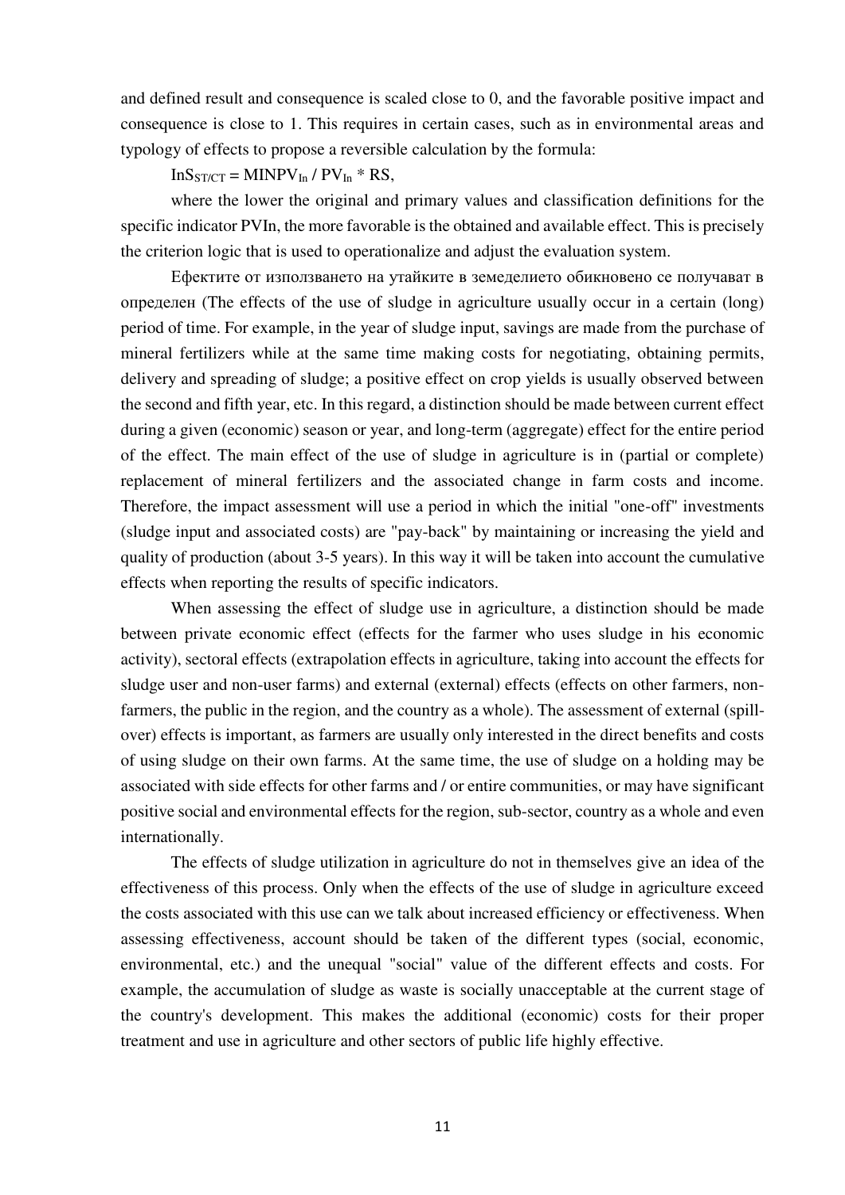and defined result and consequence is scaled close to 0, and the favorable positive impact and consequence is close to 1. This requires in certain cases, such as in environmental areas and typology of effects to propose a reversible calculation by the formula:

$$InS_{ST/CT} = MINPV_{In} / PV_{In} * RS,$$

where the lower the original and primary values and classification definitions for the specific indicator PVIn, the more favorable is the obtained and available effect. This is precisely the criterion logic that is used to operationalize and adjust the evaluation system.

Ефектите от използването на утайките в земеделието обикновено се получават в определен (The effects of the use of sludge in agriculture usually occur in a certain (long) period of time. For example, in the year of sludge input, savings are made from the purchase of mineral fertilizers while at the same time making costs for negotiating, obtaining permits, delivery and spreading of sludge; a positive effect on crop yields is usually observed between the second and fifth year, etc. In this regard, a distinction should be made between current effect during a given (economic) season or year, and long-term (aggregate) effect for the entire period of the effect. The main effect of the use of sludge in agriculture is in (partial or complete) replacement of mineral fertilizers and the associated change in farm costs and income. Therefore, the impact assessment will use a period in which the initial "one-off" investments (sludge input and associated costs) are "pay-back" by maintaining or increasing the yield and quality of production (about 3-5 years). In this way it will be taken into account the cumulative effects when reporting the results of specific indicators.

When assessing the effect of sludge use in agriculture, a distinction should be made between private economic effect (effects for the farmer who uses sludge in his economic activity), sectoral effects (extrapolation effects in agriculture, taking into account the effects for sludge user and non-user farms) and external (external) effects (effects on other farmers, non-farmers, the public in the region, and the country as a whole). The assessment of external (spill-over) effects is important, as farmers are usually only interested in the direct benefits and costs of using sludge on their own farms. At the same time, the use of sludge on a holding may be associated with side effects for other farms and / or entire communities, or may have significant positive social and environmental effects for the region, sub-sector, country as a whole and even internationally.

The effects of sludge utilization in agriculture do not in themselves give an idea of the effectiveness of this process. Only when the effects of the use of sludge in agriculture exceed the costs associated with this use can we talk about increased efficiency or effectiveness. When assessing effectiveness, account should be taken of the different types (social, economic, environmental, etc.) and the unequal "social" value of the different effects and costs. For example, the accumulation of sludge as waste is socially unacceptable at the current stage of the country's development. This makes the additional (economic) costs for their proper treatment and use in agriculture and other sectors of public life highly effective.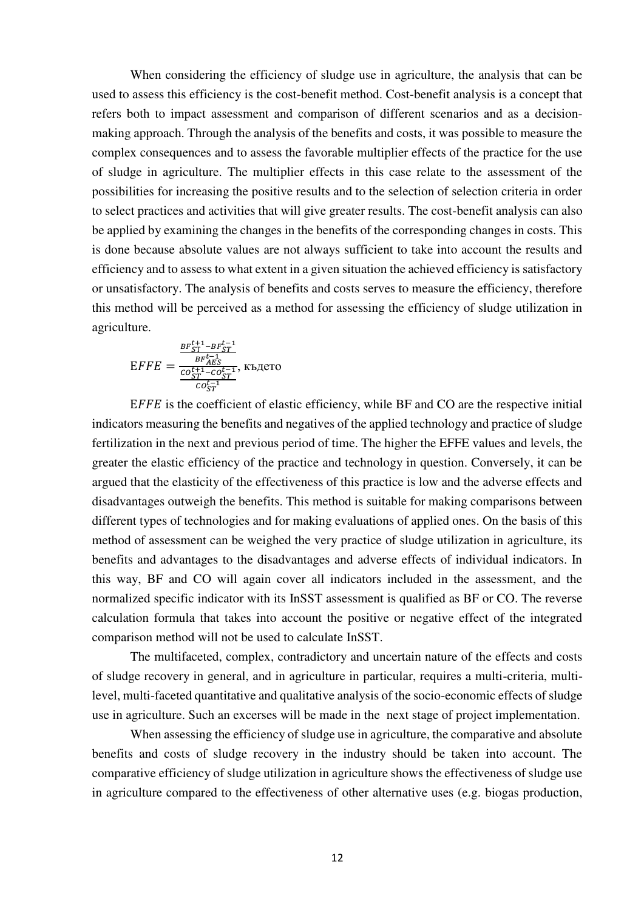When considering the efficiency of sludge use in agriculture, the analysis that can be used to assess this efficiency is the cost-benefit method. Cost-benefit analysis is a concept that refers both to impact assessment and comparison of different scenarios and as a decision-making approach. Through the analysis of the benefits and costs, it was possible to measure the complex consequences and to assess the favorable multiplier effects of the practice for the use of sludge in agriculture. The multiplier effects in this case relate to the assessment of the possibilities for increasing the positive results and to the selection of selection criteria in order to select practices and activities that will give greater results. The cost-benefit analysis can also be applied by examining the changes in the benefits of the corresponding changes in costs. This is done because absolute values are not always sufficient to take into account the results and efficiency and to assess to what extent in a given situation the achieved efficiency is satisfactory or unsatisfactory. The analysis of benefits and costs serves to measure the efficiency, therefore this method will be perceived as a method for assessing the efficiency of sludge utilization in agriculture.

$$EFFE = \frac{\frac{BF_{ST}^{t+1} - BF_{ST}^{t-1}}{BF_{AES}^{t-1}}}{\frac{CO_{ST}^{t+1} - CO_{ST}^{t-1}}{CO_{ST}^{t-1}}}, \text{ където}$$

$EFFE$ is the coefficient of elastic efficiency, while BF and CO are the respective initial indicators measuring the benefits and negatives of the applied technology and practice of sludge fertilization in the next and previous period of time. The higher the EFFE values and levels, the greater the elastic efficiency of the practice and technology in question. Conversely, it can be argued that the elasticity of the effectiveness of this practice is low and the adverse effects and disadvantages outweigh the benefits. This method is suitable for making comparisons between different types of technologies and for making evaluations of applied ones. On the basis of this method of assessment can be weighed the very practice of sludge utilization in agriculture, its benefits and advantages to the disadvantages and adverse effects of individual indicators. In this way, BF and CO will again cover all indicators included in the assessment, and the normalized specific indicator with its InSST assessment is qualified as BF or CO. The reverse calculation formula that takes into account the positive or negative effect of the integrated comparison method will not be used to calculate InSST.

The multifaceted, complex, contradictory and uncertain nature of the effects and costs of sludge recovery in general, and in agriculture in particular, requires a multi-criteria, multi-level, multi-faceted quantitative and qualitative analysis of the socio-economic effects of sludge use in agriculture. Such an excerses will be made in the next stage of project implementation.

When assessing the efficiency of sludge use in agriculture, the comparative and absolute benefits and costs of sludge recovery in the industry should be taken into account. The comparative efficiency of sludge utilization in agriculture shows the effectiveness of sludge use in agriculture compared to the effectiveness of other alternative uses (e.g. biogas production,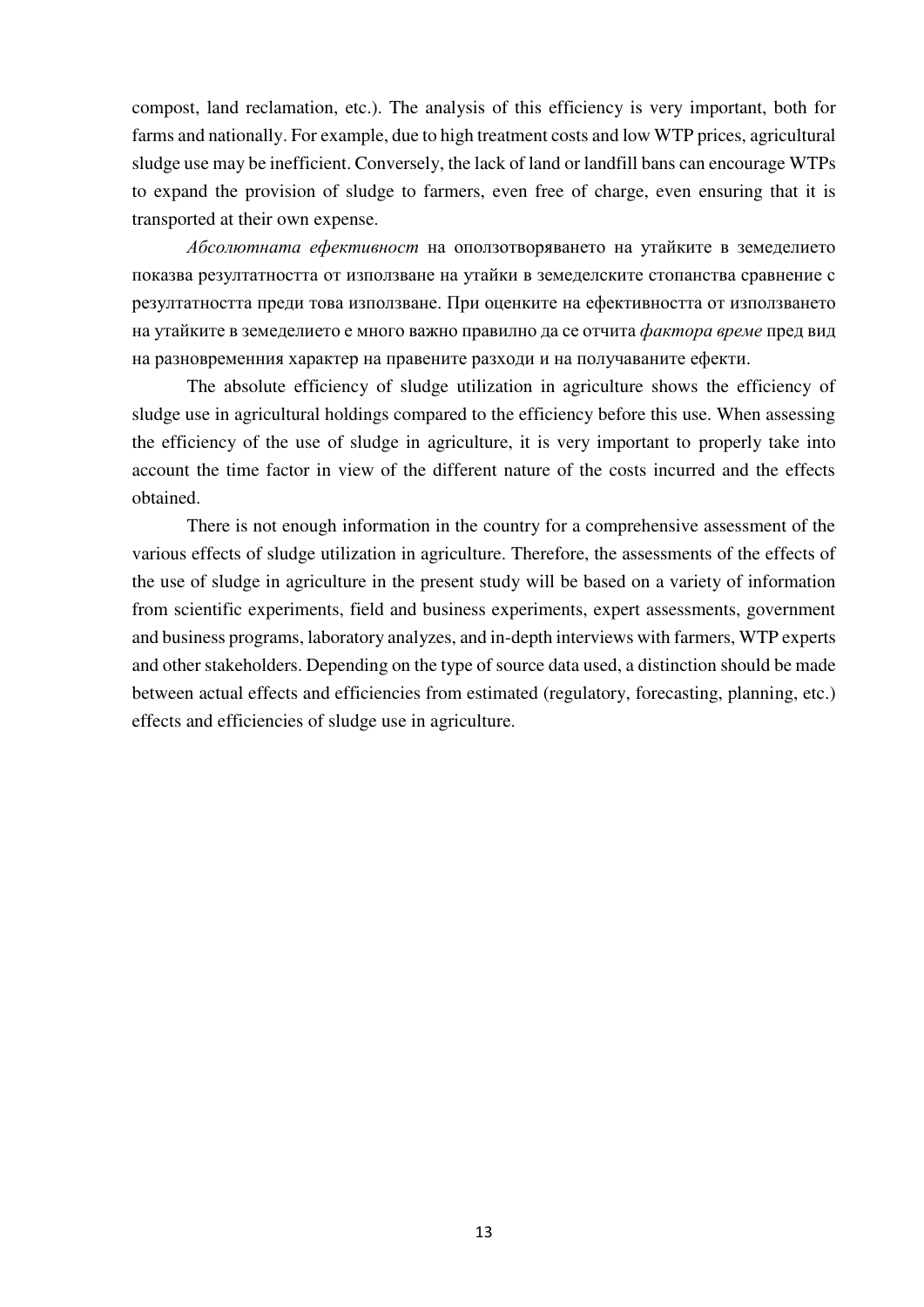compost, land reclamation, etc.). The analysis of this efficiency is very important, both for farms and nationally. For example, due to high treatment costs and low WTP prices, agricultural sludge use may be inefficient. Conversely, the lack of land or landfill bans can encourage WTPs to expand the provision of sludge to farmers, even free of charge, even ensuring that it is transported at their own expense.

*Абсолютната ефективност* на оползотворяването на утайките в земеделието показва резултатността от използване на утайки в земеделските стопанства сравнение с резултатността преди това използване. При оценките на ефективността от използването на утайките в земеделието е много важно правилно да се отчита *фактора време* пред вид на разновременния характер на правените разходи и на получаваните ефекти.

The absolute efficiency of sludge utilization in agriculture shows the efficiency of sludge use in agricultural holdings compared to the efficiency before this use. When assessing the efficiency of the use of sludge in agriculture, it is very important to properly take into account the time factor in view of the different nature of the costs incurred and the effects obtained.

There is not enough information in the country for a comprehensive assessment of the various effects of sludge utilization in agriculture. Therefore, the assessments of the effects of the use of sludge in agriculture in the present study will be based on a variety of information from scientific experiments, field and business experiments, expert assessments, government and business programs, laboratory analyzes, and in-depth interviews with farmers, WTP experts and other stakeholders. Depending on the type of source data used, a distinction should be made between actual effects and efficiencies from estimated (regulatory, forecasting, planning, etc.) effects and efficiencies of sludge use in agriculture.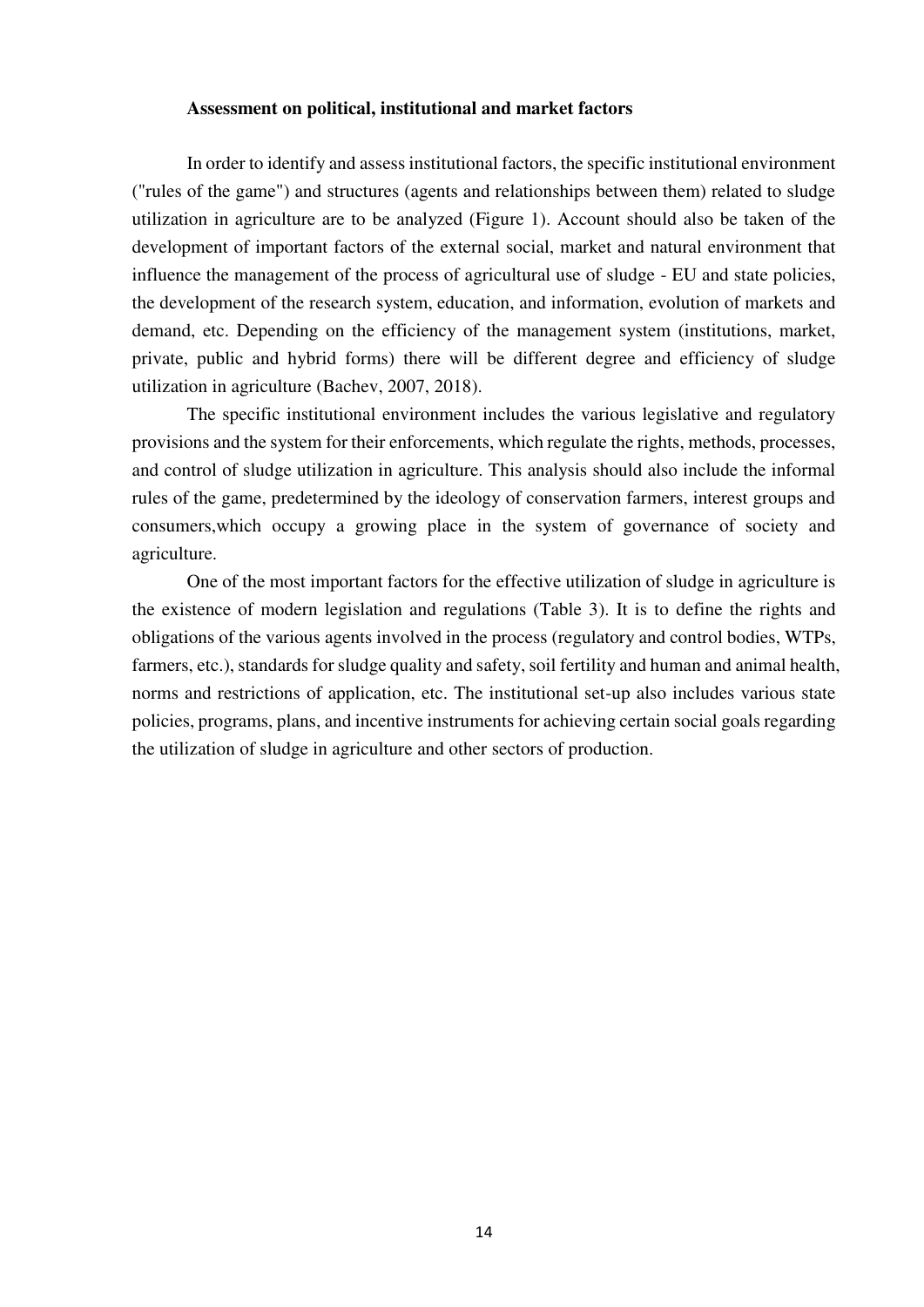**Assessment on political, institutional and market factors**

In order to identify and assess institutional factors, the specific institutional environment ("rules of the game") and structures (agents and relationships between them) related to sludge utilization in agriculture are to be analyzed (Figure 1). Account should also be taken of the development of important factors of the external social, market and natural environment that influence the management of the process of agricultural use of sludge - EU and state policies, the development of the research system, education, and information, evolution of markets and demand, etc. Depending on the efficiency of the management system (institutions, market, private, public and hybrid forms) there will be different degree and efficiency of sludge utilization in agriculture (Bachev, 2007, 2018).

The specific institutional environment includes the various legislative and regulatory provisions and the system for their enforcements, which regulate the rights, methods, processes, and control of sludge utilization in agriculture. This analysis should also include the informal rules of the game, predetermined by the ideology of conservation farmers, interest groups and consumers,which occupy a growing place in the system of governance of society and agriculture.

One of the most important factors for the effective utilization of sludge in agriculture is the existence of modern legislation and regulations (Table 3). It is to define the rights and obligations of the various agents involved in the process (regulatory and control bodies, WTPs, farmers, etc.), standards for sludge quality and safety, soil fertility and human and animal health, norms and restrictions of application, etc. The institutional set-up also includes various state policies, programs, plans, and incentive instruments for achieving certain social goals regarding the utilization of sludge in agriculture and other sectors of production.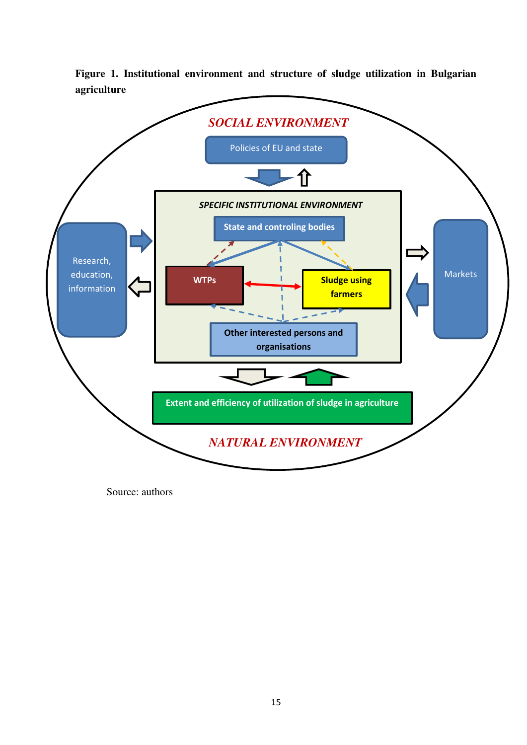**Figure 1. Institutional environment and structure of sludge utilization in Bulgarian agriculture**

*SOCIAL ENVIRONMENT*

Policies of EU and state

*SPECIFIC INSTITUTIONAL ENVIRONMENT*

State and controling bodies

WTPs

Sludge using farmers

Other interested persons and organisations

Research, education, information

Markets

Extent and efficiency of utilization of sludge in agriculture

*NATURAL ENVIRONMENT*

Source: authors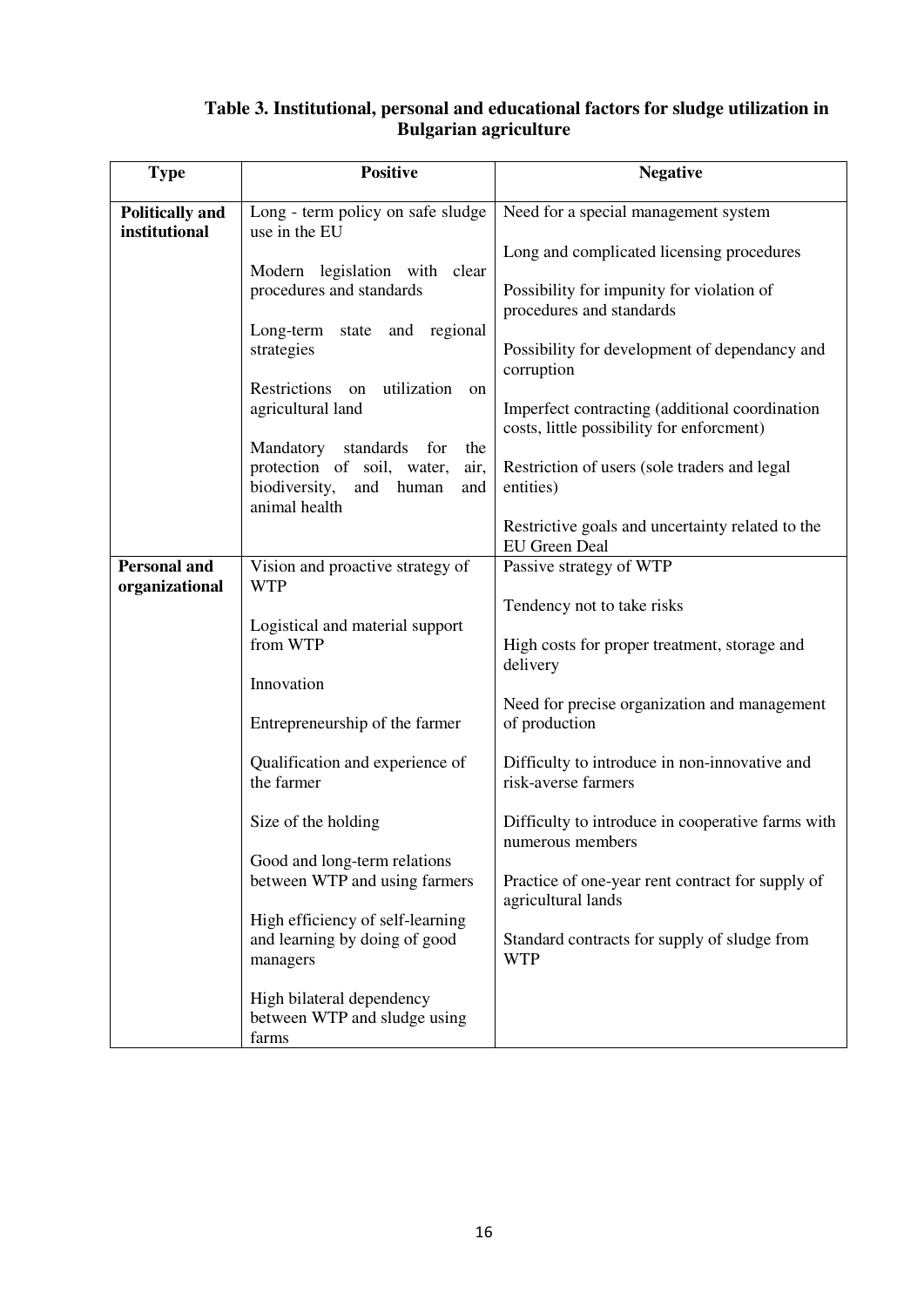**Table 3. Institutional, personal and educational factors for sludge utilization in Bulgarian agriculture**

| Type | Positive | Negative |
|---|---|---|
| **Politically and institutional** | Long - term policy on safe sludge use in the EU<br><br>Modern legislation with clear procedures and standards<br><br>Long-term state and regional strategies<br><br>Restrictions on utilization on agricultural land<br><br>Mandatory standards for the protection of soil, water, air, biodiversity, and human and animal health | Need for a special management system<br><br>Long and complicated licensing procedures<br><br>Possibility for impunity for violation of procedures and standards<br><br>Possibility for development of dependancy and corruption<br><br>Imperfect contracting (additional coordination costs, little possibility for enforcment)<br><br>Restriction of users (sole traders and legal entities)<br><br>Restrictive goals and uncertainty related to the EU Green Deal |
| **Personal and organizational** | Vision and proactive strategy of WTP<br><br>Logistical and material support from WTP<br><br>Innovation<br><br>Entrepreneurship of the farmer<br><br>Qualification and experience of the farmer<br><br>Size of the holding<br><br>Good and long-term relations between WTP and using farmers<br><br>High efficiency of self-learning and learning by doing of good managers<br><br>High bilateral dependency between WTP and sludge using farms | Passive strategy of WTP<br><br>Tendency not to take risks<br><br>High costs for proper treatment, storage and delivery<br><br>Need for precise organization and management of production<br><br>Difficulty to introduce in non-innovative and risk-averse farmers<br><br>Difficulty to introduce in cooperative farms with numerous members<br><br>Practice of one-year rent contract for supply of agricultural lands<br><br>Standard contracts for supply of sludge from WTP |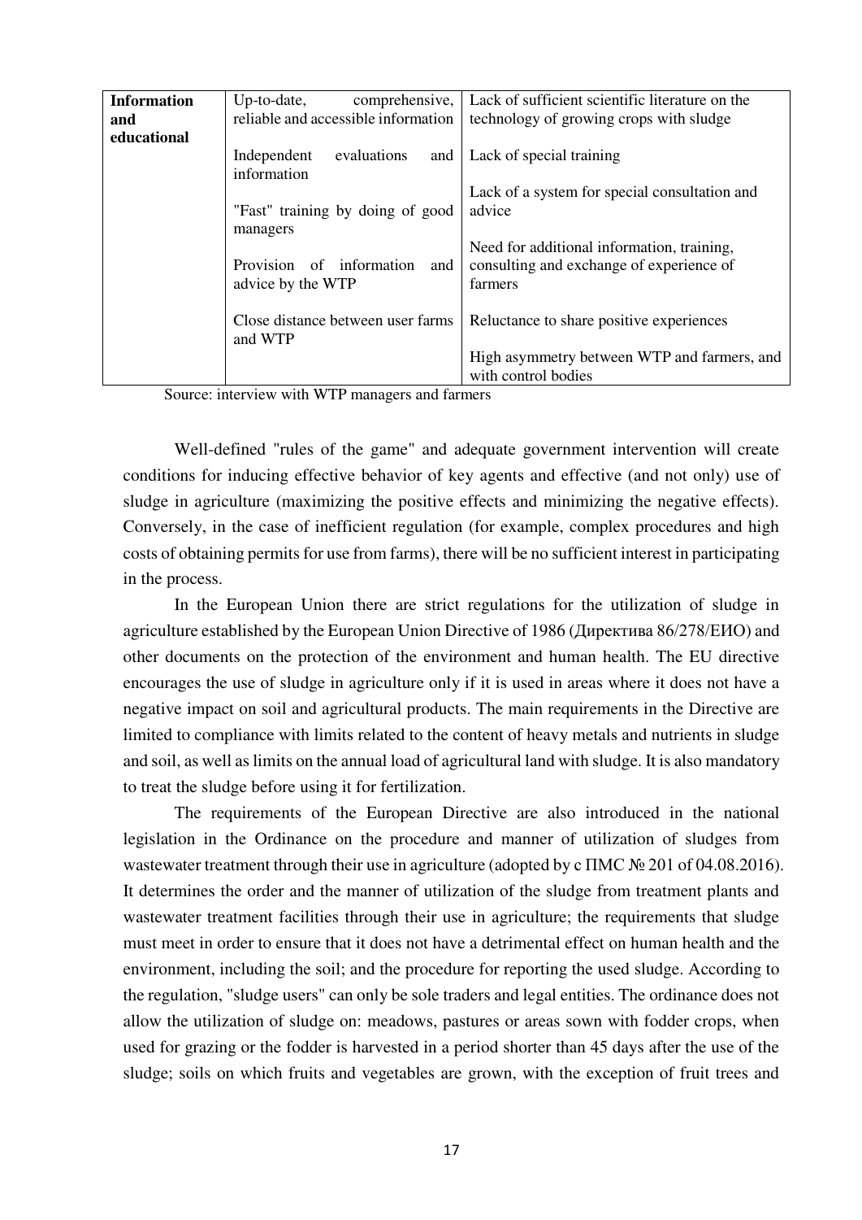| **Information and educational** | Up-to-date, comprehensive, reliable and accessible information | Lack of sufficient scientific literature on the technology of growing crops with sludge |
|---|---|---|
| | Independent evaluations and information | Lack of special training |
| | "Fast" training by doing of good managers | Lack of a system for special consultation and advice |
| | Provision of information and advice by the WTP | Need for additional information, training, consulting and exchange of experience of farmers |
| | Close distance between user farms and WTP | Reluctance to share positive experiences |
| | | High asymmetry between WTP and farmers, and with control bodies |

Source: interview with WTP managers and farmers

Well-defined "rules of the game" and adequate government intervention will create conditions for inducing effective behavior of key agents and effective (and not only) use of sludge in agriculture (maximizing the positive effects and minimizing the negative effects). Conversely, in the case of inefficient regulation (for example, complex procedures and high costs of obtaining permits for use from farms), there will be no sufficient interest in participating in the process.

In the European Union there are strict regulations for the utilization of sludge in agriculture established by the European Union Directive of 1986 (Директива 86/278/ЕИО) and other documents on the protection of the environment and human health. The EU directive encourages the use of sludge in agriculture only if it is used in areas where it does not have a negative impact on soil and agricultural products. The main requirements in the Directive are limited to compliance with limits related to the content of heavy metals and nutrients in sludge and soil, as well as limits on the annual load of agricultural land with sludge. It is also mandatory to treat the sludge before using it for fertilization.

The requirements of the European Directive are also introduced in the national legislation in the Ordinance on the procedure and manner of utilization of sludges from wastewater treatment through their use in agriculture (adopted by с ПМС № 201 of 04.08.2016). It determines the order and the manner of utilization of the sludge from treatment plants and wastewater treatment facilities through their use in agriculture; the requirements that sludge must meet in order to ensure that it does not have a detrimental effect on human health and the environment, including the soil; and the procedure for reporting the used sludge. According to the regulation, "sludge users" can only be sole traders and legal entities. The ordinance does not allow the utilization of sludge on: meadows, pastures or areas sown with fodder crops, when used for grazing or the fodder is harvested in a period shorter than 45 days after the use of the sludge; soils on which fruits and vegetables are grown, with the exception of fruit trees and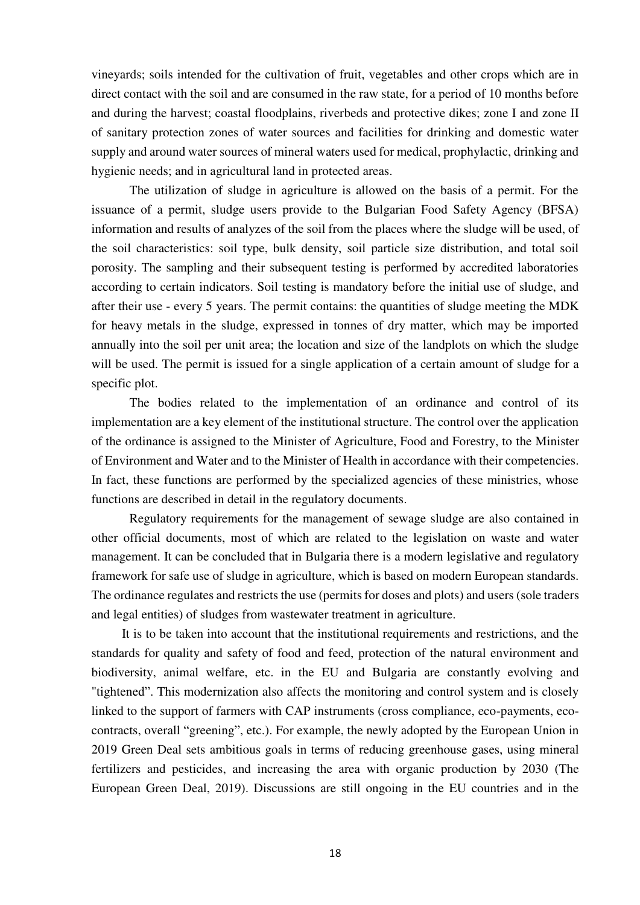vineyards; soils intended for the cultivation of fruit, vegetables and other crops which are in direct contact with the soil and are consumed in the raw state, for a period of 10 months before and during the harvest; coastal floodplains, riverbeds and protective dikes; zone I and zone II of sanitary protection zones of water sources and facilities for drinking and domestic water supply and around water sources of mineral waters used for medical, prophylactic, drinking and hygienic needs; and in agricultural land in protected areas.

The utilization of sludge in agriculture is allowed on the basis of a permit. For the issuance of a permit, sludge users provide to the Bulgarian Food Safety Agency (BFSA) information and results of analyzes of the soil from the places where the sludge will be used, of the soil characteristics: soil type, bulk density, soil particle size distribution, and total soil porosity. The sampling and their subsequent testing is performed by accredited laboratories according to certain indicators. Soil testing is mandatory before the initial use of sludge, and after their use - every 5 years. The permit contains: the quantities of sludge meeting the MDK for heavy metals in the sludge, expressed in tonnes of dry matter, which may be imported annually into the soil per unit area; the location and size of the landplots on which the sludge will be used. The permit is issued for a single application of a certain amount of sludge for a specific plot.

The bodies related to the implementation of an ordinance and control of its implementation are a key element of the institutional structure. The control over the application of the ordinance is assigned to the Minister of Agriculture, Food and Forestry, to the Minister of Environment and Water and to the Minister of Health in accordance with their competencies. In fact, these functions are performed by the specialized agencies of these ministries, whose functions are described in detail in the regulatory documents.

Regulatory requirements for the management of sewage sludge are also contained in other official documents, most of which are related to the legislation on waste and water management. It can be concluded that in Bulgaria there is a modern legislative and regulatory framework for safe use of sludge in agriculture, which is based on modern European standards. The ordinance regulates and restricts the use (permits for doses and plots) and users (sole traders and legal entities) of sludges from wastewater treatment in agriculture.

It is to be taken into account that the institutional requirements and restrictions, and the standards for quality and safety of food and feed, protection of the natural environment and biodiversity, animal welfare, etc. in the EU and Bulgaria are constantly evolving and "tightened". This modernization also affects the monitoring and control system and is closely linked to the support of farmers with CAP instruments (cross compliance, eco-payments, eco-contracts, overall "greening", etc.). For example, the newly adopted by the European Union in 2019 Green Deal sets ambitious goals in terms of reducing greenhouse gases, using mineral fertilizers and pesticides, and increasing the area with organic production by 2030 (The European Green Deal, 2019). Discussions are still ongoing in the EU countries and in the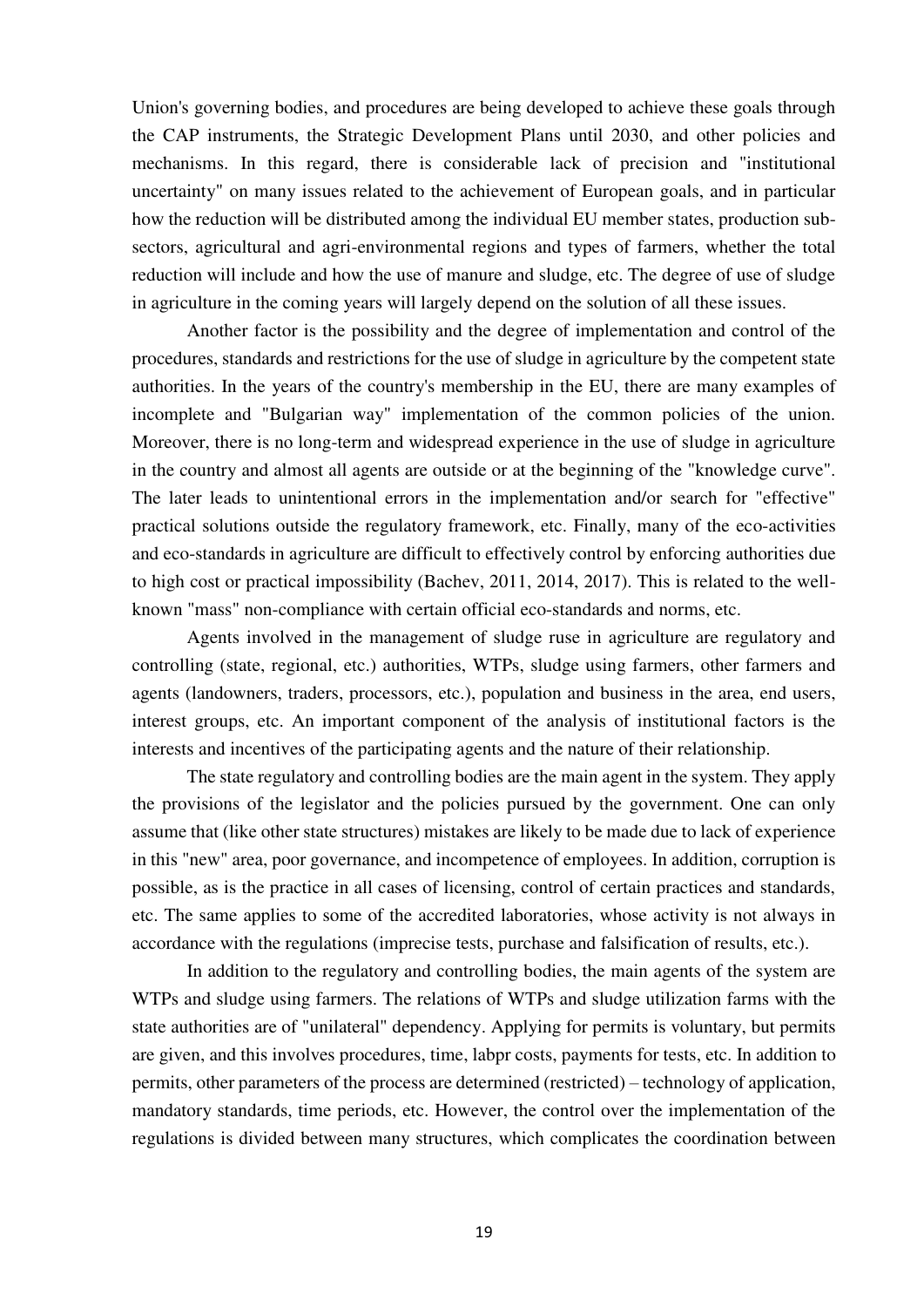Union's governing bodies, and procedures are being developed to achieve these goals through the CAP instruments, the Strategic Development Plans until 2030, and other policies and mechanisms. In this regard, there is considerable lack of precision and "institutional uncertainty" on many issues related to the achievement of European goals, and in particular how the reduction will be distributed among the individual EU member states, production sub-sectors, agricultural and agri-environmental regions and types of farmers, whether the total reduction will include and how the use of manure and sludge, etc. The degree of use of sludge in agriculture in the coming years will largely depend on the solution of all these issues.

Another factor is the possibility and the degree of implementation and control of the procedures, standards and restrictions for the use of sludge in agriculture by the competent state authorities. In the years of the country's membership in the EU, there are many examples of incomplete and "Bulgarian way" implementation of the common policies of the union. Moreover, there is no long-term and widespread experience in the use of sludge in agriculture in the country and almost all agents are outside or at the beginning of the "knowledge curve". The later leads to unintentional errors in the implementation and/or search for "effective" practical solutions outside the regulatory framework, etc. Finally, many of the eco-activities and eco-standards in agriculture are difficult to effectively control by enforcing authorities due to high cost or practical impossibility (Bachev, 2011, 2014, 2017). This is related to the well-known "mass" non-compliance with certain official eco-standards and norms, etc.

Agents involved in the management of sludge ruse in agriculture are regulatory and controlling (state, regional, etc.) authorities, WTPs, sludge using farmers, other farmers and agents (landowners, traders, processors, etc.), population and business in the area, end users, interest groups, etc. An important component of the analysis of institutional factors is the interests and incentives of the participating agents and the nature of their relationship.

The state regulatory and controlling bodies are the main agent in the system. They apply the provisions of the legislator and the policies pursued by the government. One can only assume that (like other state structures) mistakes are likely to be made due to lack of experience in this "new" area, poor governance, and incompetence of employees. In addition, corruption is possible, as is the practice in all cases of licensing, control of certain practices and standards, etc. The same applies to some of the accredited laboratories, whose activity is not always in accordance with the regulations (imprecise tests, purchase and falsification of results, etc.).

In addition to the regulatory and controlling bodies, the main agents of the system are WTPs and sludge using farmers. The relations of WTPs and sludge utilization farms with the state authorities are of "unilateral" dependency. Applying for permits is voluntary, but permits are given, and this involves procedures, time, labpr costs, payments for tests, etc. In addition to permits, other parameters of the process are determined (restricted) – technology of application, mandatory standards, time periods, etc. However, the control over the implementation of the regulations is divided between many structures, which complicates the coordination between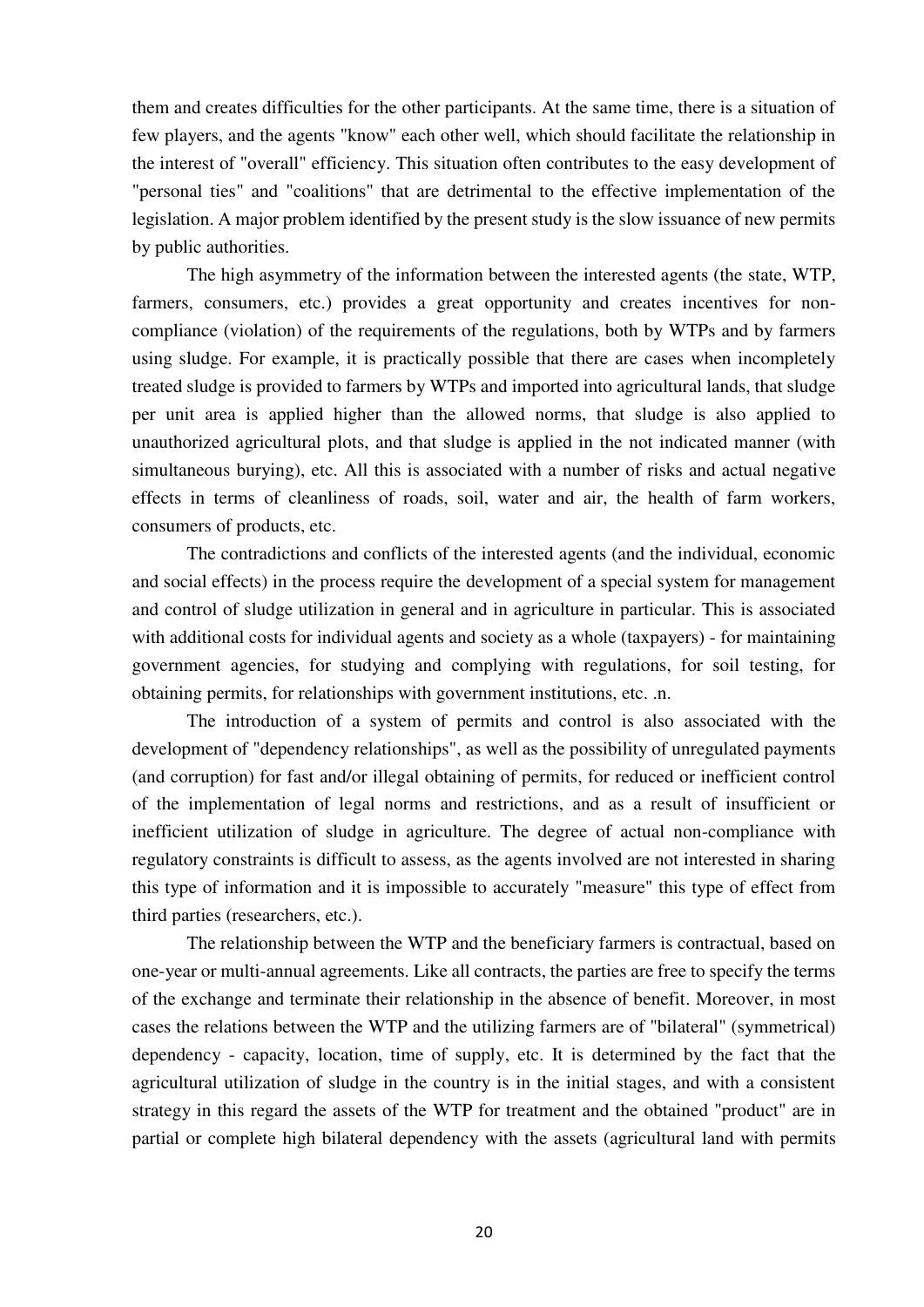them and creates difficulties for the other participants. At the same time, there is a situation of few players, and the agents "know" each other well, which should facilitate the relationship in the interest of "overall" efficiency. This situation often contributes to the easy development of "personal ties" and "coalitions" that are detrimental to the effective implementation of the legislation. A major problem identified by the present study is the slow issuance of new permits by public authorities.

The high asymmetry of the information between the interested agents (the state, WTP, farmers, consumers, etc.) provides a great opportunity and creates incentives for non-compliance (violation) of the requirements of the regulations, both by WTPs and by farmers using sludge. For example, it is practically possible that there are cases when incompletely treated sludge is provided to farmers by WTPs and imported into agricultural lands, that sludge per unit area is applied higher than the allowed norms, that sludge is also applied to unauthorized agricultural plots, and that sludge is applied in the not indicated manner (with simultaneous burying), etc. All this is associated with a number of risks and actual negative effects in terms of cleanliness of roads, soil, water and air, the health of farm workers, consumers of products, etc.

The contradictions and conflicts of the interested agents (and the individual, economic and social effects) in the process require the development of a special system for management and control of sludge utilization in general and in agriculture in particular. This is associated with additional costs for individual agents and society as a whole (taxpayers) - for maintaining government agencies, for studying and complying with regulations, for soil testing, for obtaining permits, for relationships with government institutions, etc. .n.

The introduction of a system of permits and control is also associated with the development of "dependency relationships", as well as the possibility of unregulated payments (and corruption) for fast and/or illegal obtaining of permits, for reduced or inefficient control of the implementation of legal norms and restrictions, and as a result of insufficient or inefficient utilization of sludge in agriculture. The degree of actual non-compliance with regulatory constraints is difficult to assess, as the agents involved are not interested in sharing this type of information and it is impossible to accurately "measure" this type of effect from third parties (researchers, etc.).

The relationship between the WTP and the beneficiary farmers is contractual, based on one-year or multi-annual agreements. Like all contracts, the parties are free to specify the terms of the exchange and terminate their relationship in the absence of benefit. Moreover, in most cases the relations between the WTP and the utilizing farmers are of "bilateral" (symmetrical) dependency - capacity, location, time of supply, etc. It is determined by the fact that the agricultural utilization of sludge in the country is in the initial stages, and with a consistent strategy in this regard the assets of the WTP for treatment and the obtained "product" are in partial or complete high bilateral dependency with the assets (agricultural land with permits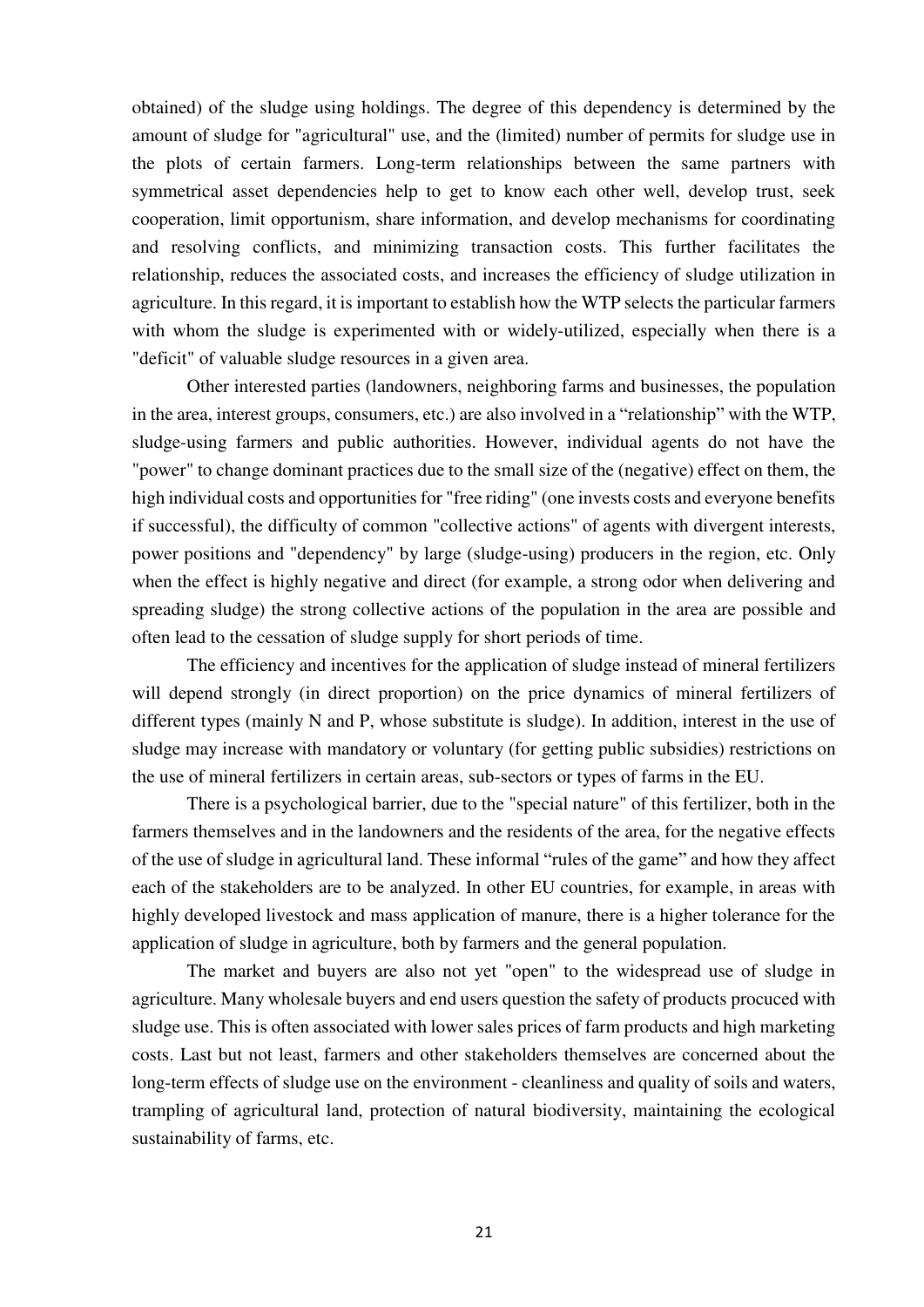obtained) of the sludge using holdings. The degree of this dependency is determined by the amount of sludge for "agricultural" use, and the (limited) number of permits for sludge use in the plots of certain farmers. Long-term relationships between the same partners with symmetrical asset dependencies help to get to know each other well, develop trust, seek cooperation, limit opportunism, share information, and develop mechanisms for coordinating and resolving conflicts, and minimizing transaction costs. This further facilitates the relationship, reduces the associated costs, and increases the efficiency of sludge utilization in agriculture. In this regard, it is important to establish how the WTP selects the particular farmers with whom the sludge is experimented with or widely-utilized, especially when there is a "deficit" of valuable sludge resources in a given area.

Other interested parties (landowners, neighboring farms and businesses, the population in the area, interest groups, consumers, etc.) are also involved in a "relationship" with the WTP, sludge-using farmers and public authorities. However, individual agents do not have the "power" to change dominant practices due to the small size of the (negative) effect on them, the high individual costs and opportunities for "free riding" (one invests costs and everyone benefits if successful), the difficulty of common "collective actions" of agents with divergent interests, power positions and "dependency" by large (sludge-using) producers in the region, etc. Only when the effect is highly negative and direct (for example, a strong odor when delivering and spreading sludge) the strong collective actions of the population in the area are possible and often lead to the cessation of sludge supply for short periods of time.

The efficiency and incentives for the application of sludge instead of mineral fertilizers will depend strongly (in direct proportion) on the price dynamics of mineral fertilizers of different types (mainly N and P, whose substitute is sludge). In addition, interest in the use of sludge may increase with mandatory or voluntary (for getting public subsidies) restrictions on the use of mineral fertilizers in certain areas, sub-sectors or types of farms in the EU.

There is a psychological barrier, due to the "special nature" of this fertilizer, both in the farmers themselves and in the landowners and the residents of the area, for the negative effects of the use of sludge in agricultural land. These informal "rules of the game" and how they affect each of the stakeholders are to be analyzed. In other EU countries, for example, in areas with highly developed livestock and mass application of manure, there is a higher tolerance for the application of sludge in agriculture, both by farmers and the general population.

The market and buyers are also not yet "open" to the widespread use of sludge in agriculture. Many wholesale buyers and end users question the safety of products procuced with sludge use. This is often associated with lower sales prices of farm products and high marketing costs. Last but not least, farmers and other stakeholders themselves are concerned about the long-term effects of sludge use on the environment - cleanliness and quality of soils and waters, trampling of agricultural land, protection of natural biodiversity, maintaining the ecological sustainability of farms, etc.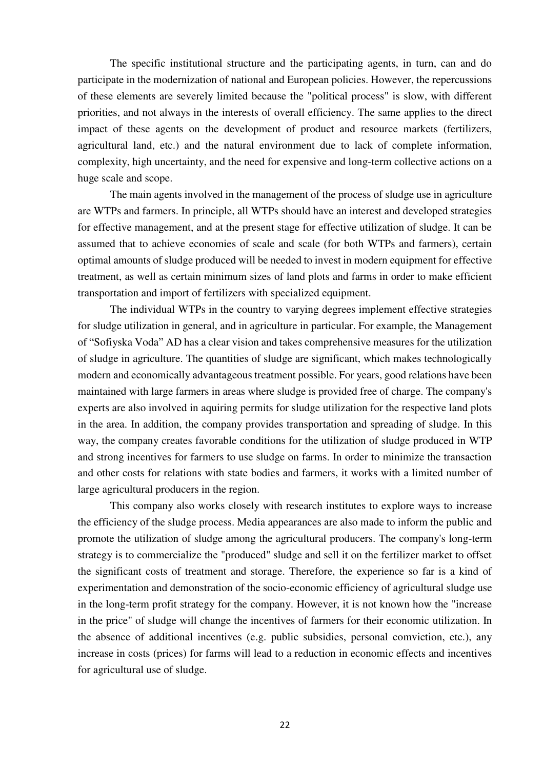The specific institutional structure and the participating agents, in turn, can and do participate in the modernization of national and European policies. However, the repercussions of these elements are severely limited because the "political process" is slow, with different priorities, and not always in the interests of overall efficiency. The same applies to the direct impact of these agents on the development of product and resource markets (fertilizers, agricultural land, etc.) and the natural environment due to lack of complete information, complexity, high uncertainty, and the need for expensive and long-term collective actions on a huge scale and scope.

The main agents involved in the management of the process of sludge use in agriculture are WTPs and farmers. In principle, all WTPs should have an interest and developed strategies for effective management, and at the present stage for effective utilization of sludge. It can be assumed that to achieve economies of scale and scale (for both WTPs and farmers), certain optimal amounts of sludge produced will be needed to invest in modern equipment for effective treatment, as well as certain minimum sizes of land plots and farms in order to make efficient transportation and import of fertilizers with specialized equipment.

The individual WTPs in the country to varying degrees implement effective strategies for sludge utilization in general, and in agriculture in particular. For example, the Management of "Sofiyska Voda" AD has a clear vision and takes comprehensive measures for the utilization of sludge in agriculture. The quantities of sludge are significant, which makes technologically modern and economically advantageous treatment possible. For years, good relations have been maintained with large farmers in areas where sludge is provided free of charge. The company's experts are also involved in aquiring permits for sludge utilization for the respective land plots in the area. In addition, the company provides transportation and spreading of sludge. In this way, the company creates favorable conditions for the utilization of sludge produced in WTP and strong incentives for farmers to use sludge on farms. In order to minimize the transaction and other costs for relations with state bodies and farmers, it works with a limited number of large agricultural producers in the region.

This company also works closely with research institutes to explore ways to increase the efficiency of the sludge process. Media appearances are also made to inform the public and promote the utilization of sludge among the agricultural producers. The company's long-term strategy is to commercialize the "produced" sludge and sell it on the fertilizer market to offset the significant costs of treatment and storage. Therefore, the experience so far is a kind of experimentation and demonstration of the socio-economic efficiency of agricultural sludge use in the long-term profit strategy for the company. However, it is not known how the "increase in the price" of sludge will change the incentives of farmers for their economic utilization. In the absence of additional incentives (e.g. public subsidies, personal comviction, etc.), any increase in costs (prices) for farms will lead to a reduction in economic effects and incentives for agricultural use of sludge.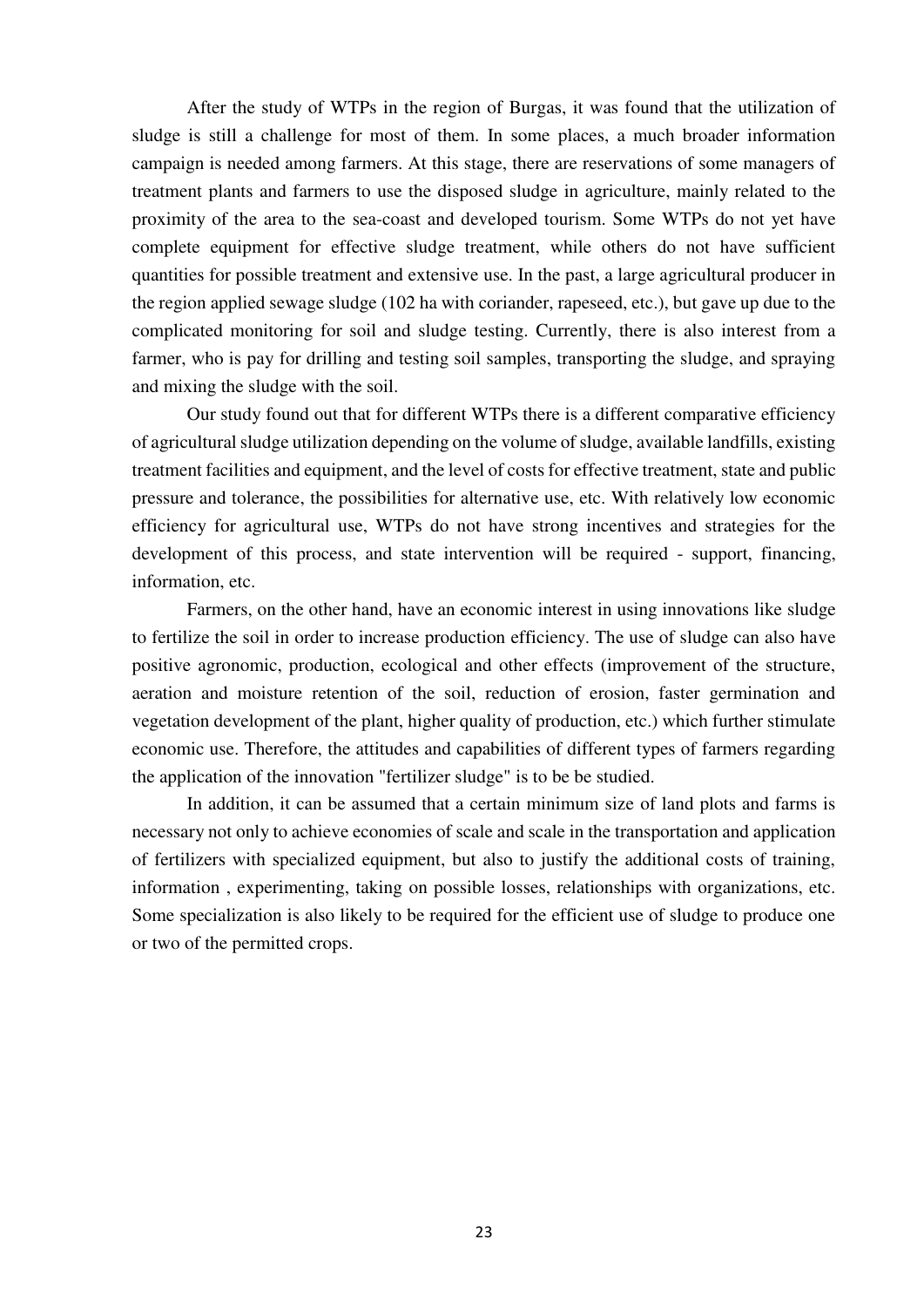After the study of WTPs in the region of Burgas, it was found that the utilization of sludge is still a challenge for most of them. In some places, a much broader information campaign is needed among farmers. At this stage, there are reservations of some managers of treatment plants and farmers to use the disposed sludge in agriculture, mainly related to the proximity of the area to the sea-coast and developed tourism. Some WTPs do not yet have complete equipment for effective sludge treatment, while others do not have sufficient quantities for possible treatment and extensive use. In the past, a large agricultural producer in the region applied sewage sludge (102 ha with coriander, rapeseed, etc.), but gave up due to the complicated monitoring for soil and sludge testing. Currently, there is also interest from a farmer, who is pay for drilling and testing soil samples, transporting the sludge, and spraying and mixing the sludge with the soil.

Our study found out that for different WTPs there is a different comparative efficiency of agricultural sludge utilization depending on the volume of sludge, available landfills, existing treatment facilities and equipment, and the level of costs for effective treatment, state and public pressure and tolerance, the possibilities for alternative use, etc. With relatively low economic efficiency for agricultural use, WTPs do not have strong incentives and strategies for the development of this process, and state intervention will be required - support, financing, information, etc.

Farmers, on the other hand, have an economic interest in using innovations like sludge to fertilize the soil in order to increase production efficiency. The use of sludge can also have positive agronomic, production, ecological and other effects (improvement of the structure, aeration and moisture retention of the soil, reduction of erosion, faster germination and vegetation development of the plant, higher quality of production, etc.) which further stimulate economic use. Therefore, the attitudes and capabilities of different types of farmers regarding the application of the innovation "fertilizer sludge" is to be be studied.

In addition, it can be assumed that a certain minimum size of land plots and farms is necessary not only to achieve economies of scale and scale in the transportation and application of fertilizers with specialized equipment, but also to justify the additional costs of training, information , experimenting, taking on possible losses, relationships with organizations, etc. Some specialization is also likely to be required for the efficient use of sludge to produce one or two of the permitted crops.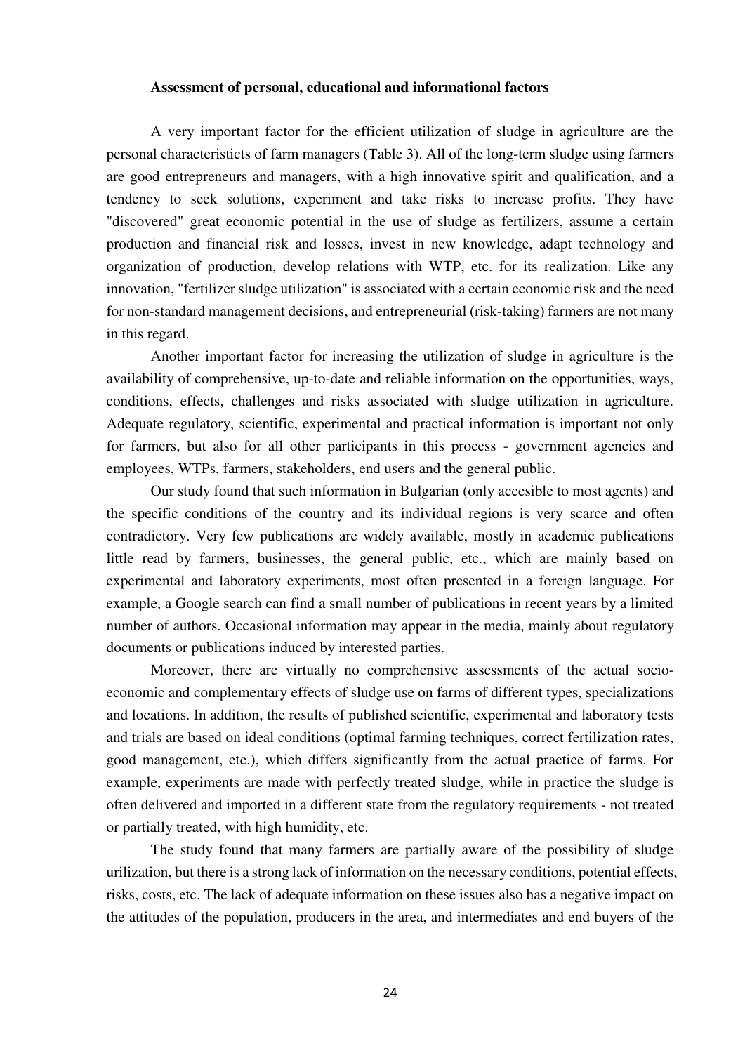**Assessment of personal, educational and informational factors**

A very important factor for the efficient utilization of sludge in agriculture are the personal characteristicts of farm managers (Table 3). All of the long-term sludge using farmers are good entrepreneurs and managers, with a high innovative spirit and qualification, and a tendency to seek solutions, experiment and take risks to increase profits. They have "discovered" great economic potential in the use of sludge as fertilizers, assume a certain production and financial risk and losses, invest in new knowledge, adapt technology and organization of production, develop relations with WTP, etc. for its realization. Like any innovation, "fertilizer sludge utilization" is associated with a certain economic risk and the need for non-standard management decisions, and entrepreneurial (risk-taking) farmers are not many in this regard.

Another important factor for increasing the utilization of sludge in agriculture is the availability of comprehensive, up-to-date and reliable information on the opportunities, ways, conditions, effects, challenges and risks associated with sludge utilization in agriculture. Adequate regulatory, scientific, experimental and practical information is important not only for farmers, but also for all other participants in this process - government agencies and employees, WTPs, farmers, stakeholders, end users and the general public.

Our study found that such information in Bulgarian (only accesible to most agents) and the specific conditions of the country and its individual regions is very scarce and often contradictory. Very few publications are widely available, mostly in academic publications little read by farmers, businesses, the general public, etc., which are mainly based on experimental and laboratory experiments, most often presented in a foreign language. For example, a Google search can find a small number of publications in recent years by a limited number of authors. Occasional information may appear in the media, mainly about regulatory documents or publications induced by interested parties.

Moreover, there are virtually no comprehensive assessments of the actual socio-economic and complementary effects of sludge use on farms of different types, specializations and locations. In addition, the results of published scientific, experimental and laboratory tests and trials are based on ideal conditions (optimal farming techniques, correct fertilization rates, good management, etc.), which differs significantly from the actual practice of farms. For example, experiments are made with perfectly treated sludge, while in practice the sludge is often delivered and imported in a different state from the regulatory requirements - not treated or partially treated, with high humidity, etc.

The study found that many farmers are partially aware of the possibility of sludge urilization, but there is a strong lack of information on the necessary conditions, potential effects, risks, costs, etc. The lack of adequate information on these issues also has a negative impact on the attitudes of the population, producers in the area, and intermediates and end buyers of the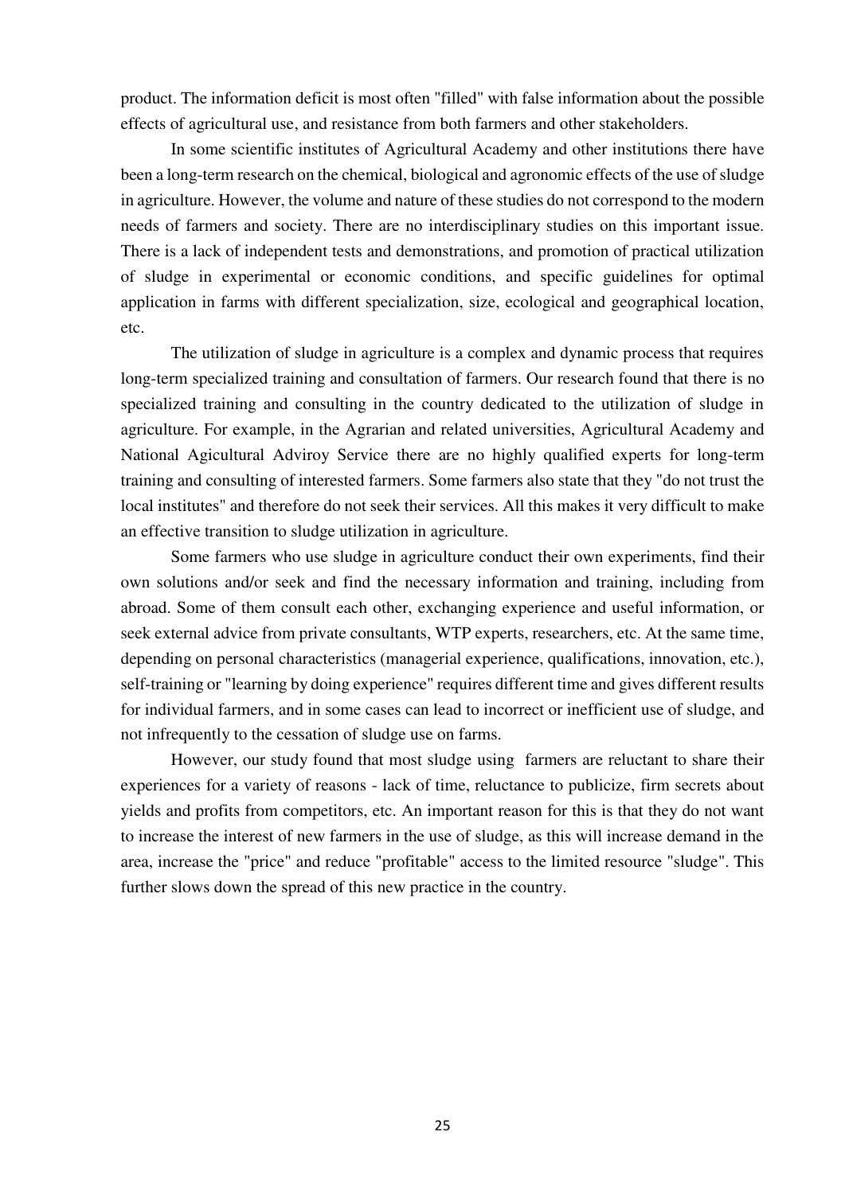product. The information deficit is most often "filled" with false information about the possible effects of agricultural use, and resistance from both farmers and other stakeholders.

In some scientific institutes of Agricultural Academy and other institutions there have been a long-term research on the chemical, biological and agronomic effects of the use of sludge in agriculture. However, the volume and nature of these studies do not correspond to the modern needs of farmers and society. There are no interdisciplinary studies on this important issue. There is a lack of independent tests and demonstrations, and promotion of practical utilization of sludge in experimental or economic conditions, and specific guidelines for optimal application in farms with different specialization, size, ecological and geographical location, etc.

The utilization of sludge in agriculture is a complex and dynamic process that requires long-term specialized training and consultation of farmers. Our research found that there is no specialized training and consulting in the country dedicated to the utilization of sludge in agriculture. For example, in the Agrarian and related universities, Agricultural Academy and National Agicultural Adviroy Service there are no highly qualified experts for long-term training and consulting of interested farmers. Some farmers also state that they "do not trust the local institutes" and therefore do not seek their services. All this makes it very difficult to make an effective transition to sludge utilization in agriculture.

Some farmers who use sludge in agriculture conduct their own experiments, find their own solutions and/or seek and find the necessary information and training, including from abroad. Some of them consult each other, exchanging experience and useful information, or seek external advice from private consultants, WTP experts, researchers, etc. At the same time, depending on personal characteristics (managerial experience, qualifications, innovation, etc.), self-training or "learning by doing experience" requires different time and gives different results for individual farmers, and in some cases can lead to incorrect or inefficient use of sludge, and not infrequently to the cessation of sludge use on farms.

However, our study found that most sludge using farmers are reluctant to share their experiences for a variety of reasons - lack of time, reluctance to publicize, firm secrets about yields and profits from competitors, etc. An important reason for this is that they do not want to increase the interest of new farmers in the use of sludge, as this will increase demand in the area, increase the "price" and reduce "profitable" access to the limited resource "sludge". This further slows down the spread of this new practice in the country.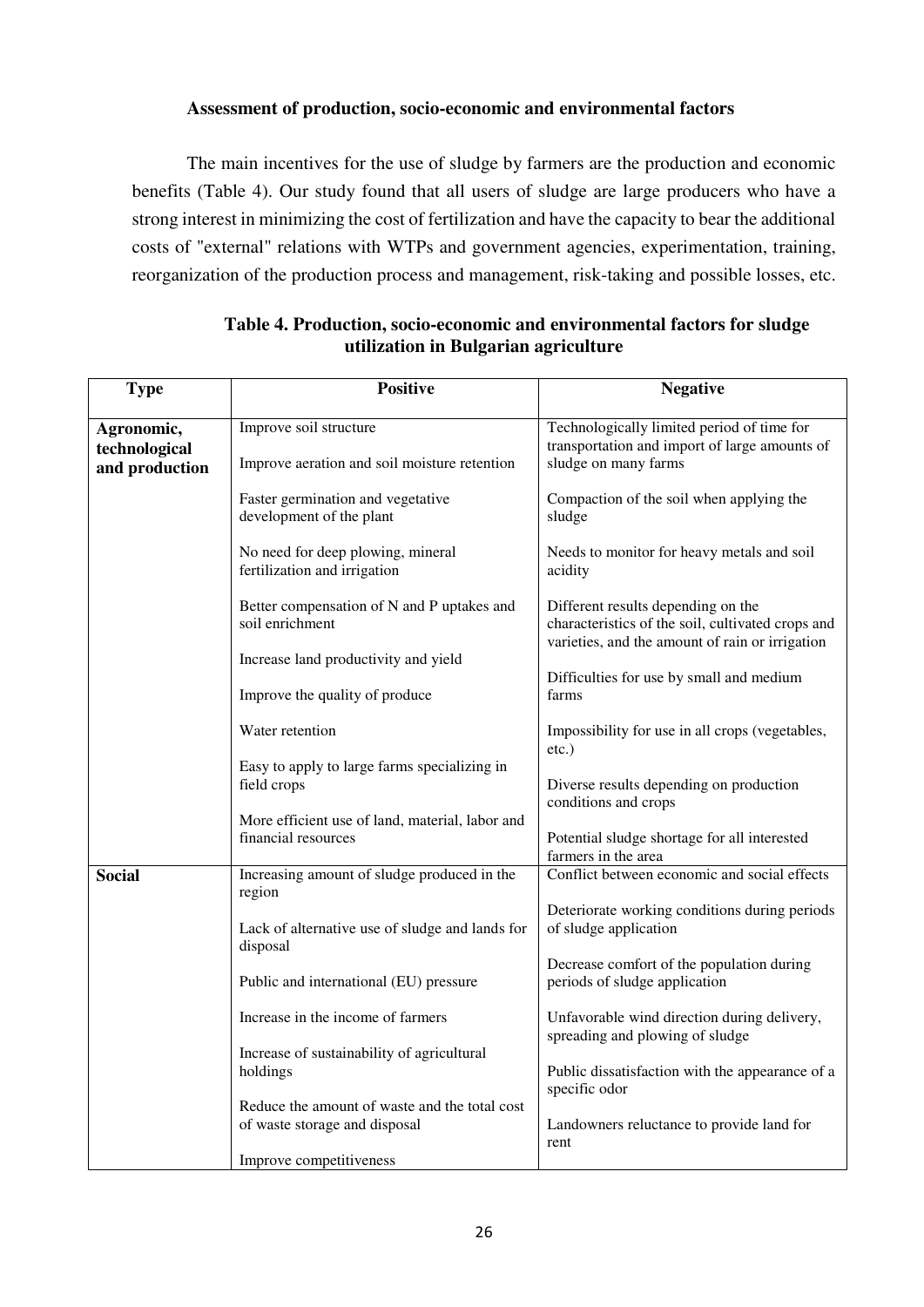### Assessment of production, socio-economic and environmental factors

The main incentives for the use of sludge by farmers are the production and economic benefits (Table 4). Our study found that all users of sludge are large producers who have a strong interest in minimizing the cost of fertilization and have the capacity to bear the additional costs of "external" relations with WTPs and government agencies, experimentation, training, reorganization of the production process and management, risk-taking and possible losses, etc.

**Table 4. Production, socio-economic and environmental factors for sludge utilization in Bulgarian agriculture**

| Type | Positive | Negative |
|---|---|---|
| **Agronomic, technological and production** | Improve soil structure<br><br>Improve aeration and soil moisture retention<br><br>Faster germination and vegetative development of the plant<br><br>No need for deep plowing, mineral fertilization and irrigation<br><br>Better compensation of N and P uptakes and soil enrichment<br><br>Increase land productivity and yield<br><br>Improve the quality of produce<br><br>Water retention<br><br>Easy to apply to large farms specializing in field crops<br><br>More efficient use of land, material, labor and financial resources | Technologically limited period of time for transportation and import of large amounts of sludge on many farms<br><br>Compaction of the soil when applying the sludge<br><br>Needs to monitor for heavy metals and soil acidity<br><br>Different results depending on the characteristics of the soil, cultivated crops and varieties, and the amount of rain or irrigation<br><br>Difficulties for use by small and medium farms<br><br>Impossibility for use in all crops (vegetables, etc.)<br><br>Diverse results depending on production conditions and crops<br><br>Potential sludge shortage for all interested farmers in the area |
| **Social** | Increasing amount of sludge produced in the region<br><br>Lack of alternative use of sludge and lands for disposal<br><br>Public and international (EU) pressure<br><br>Increase in the income of farmers<br><br>Increase of sustainability of agricultural holdings<br><br>Reduce the amount of waste and the total cost of waste storage and disposal<br><br>Improve competitiveness | Conflict between economic and social effects<br><br>Deteriorate working conditions during periods of sludge application<br><br>Decrease comfort of the population during periods of sludge application<br><br>Unfavorable wind direction during delivery, spreading and plowing of sludge<br><br>Public dissatisfaction with the appearance of a specific odor<br><br>Landowners reluctance to provide land for rent |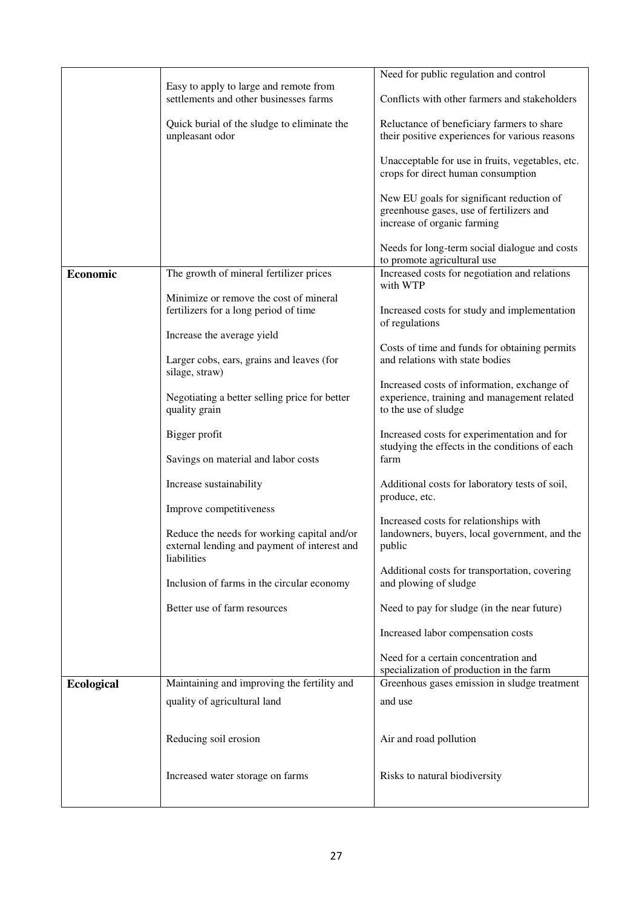| | | |
|---|---|---|
| | Easy to apply to large and remote from settlements and other businesses farms<br><br>Quick burial of the sludge to eliminate the unpleasant odor | Need for public regulation and control<br><br>Conflicts with other farmers and stakeholders<br><br>Reluctance of beneficiary farmers to share their positive experiences for various reasons<br><br>Unacceptable for use in fruits, vegetables, etc. crops for direct human consumption<br><br>New EU goals for significant reduction of greenhouse gases, use of fertilizers and increase of organic farming<br><br>Needs for long-term social dialogue and costs to promote agricultural use |
| **Economic** | The growth of mineral fertilizer prices<br><br>Minimize or remove the cost of mineral fertilizers for a long period of time<br><br>Increase the average yield<br><br>Larger cobs, ears, grains and leaves (for silage, straw)<br><br>Negotiating a better selling price for better quality grain<br><br>Bigger profit<br><br>Savings on material and labor costs<br><br>Increase sustainability<br><br>Improve competitiveness<br><br>Reduce the needs for working capital and/or external lending and payment of interest and liabilities<br><br>Inclusion of farms in the circular economy<br><br>Better use of farm resources | Increased costs for negotiation and relations with WTP<br><br>Increased costs for study and implementation of regulations<br><br>Costs of time and funds for obtaining permits and relations with state bodies<br><br>Increased costs of information, exchange of experience, training and management related to the use of sludge<br><br>Increased costs for experimentation and for studying the effects in the conditions of each farm<br><br>Additional costs for laboratory tests of soil, produce, etc.<br><br>Increased costs for relationships with landowners, buyers, local government, and the public<br><br>Additional costs for transportation, covering and plowing of sludge<br><br>Need to pay for sludge (in the near future)<br><br>Increased labor compensation costs<br><br>Need for a certain concentration and specialization of production in the farm |
| **Ecological** | Maintaining and improving the fertility and quality of agricultural land<br><br>Reducing soil erosion<br><br>Increased water storage on farms | Greenhous gases emission in sludge treatment and use<br><br>Air and road pollution<br><br>Risks to natural biodiversity |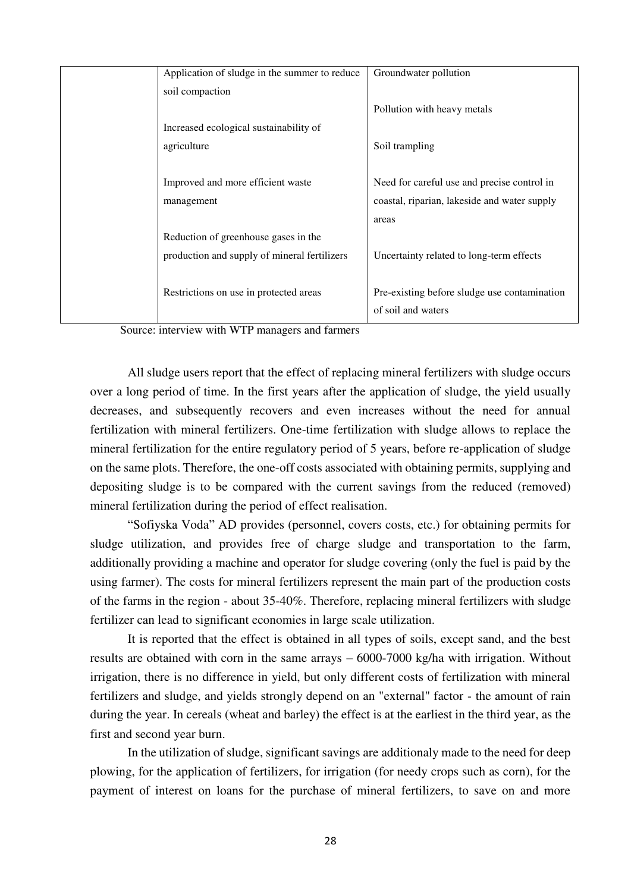|  | Application of sludge in the summer to reduce soil compaction | Groundwater pollution |
|---|---|---|
|  |  | Pollution with heavy metals |
|  | Increased ecological sustainability of agriculture | Soil trampling |
|  | Improved and more efficient waste management | Need for careful use and precise control in coastal, riparian, lakeside and water supply areas |
|  | Reduction of greenhouse gases in the production and supply of mineral fertilizers | Uncertainty related to long-term effects |
|  | Restrictions on use in protected areas | Pre-existing before sludge use contamination of soil and waters |

Source: interview with WTP managers and farmers

All sludge users report that the effect of replacing mineral fertilizers with sludge occurs over a long period of time. In the first years after the application of sludge, the yield usually decreases, and subsequently recovers and even increases without the need for annual fertilization with mineral fertilizers. One-time fertilization with sludge allows to replace the mineral fertilization for the entire regulatory period of 5 years, before re-application of sludge on the same plots. Therefore, the one-off costs associated with obtaining permits, supplying and depositing sludge is to be compared with the current savings from the reduced (removed) mineral fertilization during the period of effect realisation.

"Sofiyska Voda" AD provides (personnel, covers costs, etc.) for obtaining permits for sludge utilization, and provides free of charge sludge and transportation to the farm, additionally providing a machine and operator for sludge covering (only the fuel is paid by the using farmer). The costs for mineral fertilizers represent the main part of the production costs of the farms in the region - about 35-40%. Therefore, replacing mineral fertilizers with sludge fertilizer can lead to significant economies in large scale utilization.

It is reported that the effect is obtained in all types of soils, except sand, and the best results are obtained with corn in the same arrays – 6000-7000 kg/ha with irrigation. Without irrigation, there is no difference in yield, but only different costs of fertilization with mineral fertilizers and sludge, and yields strongly depend on an "external" factor - the amount of rain during the year. In cereals (wheat and barley) the effect is at the earliest in the third year, as the first and second year burn.

In the utilization of sludge, significant savings are additionaly made to the need for deep plowing, for the application of fertilizers, for irrigation (for needy crops such as corn), for the payment of interest on loans for the purchase of mineral fertilizers, to save on and more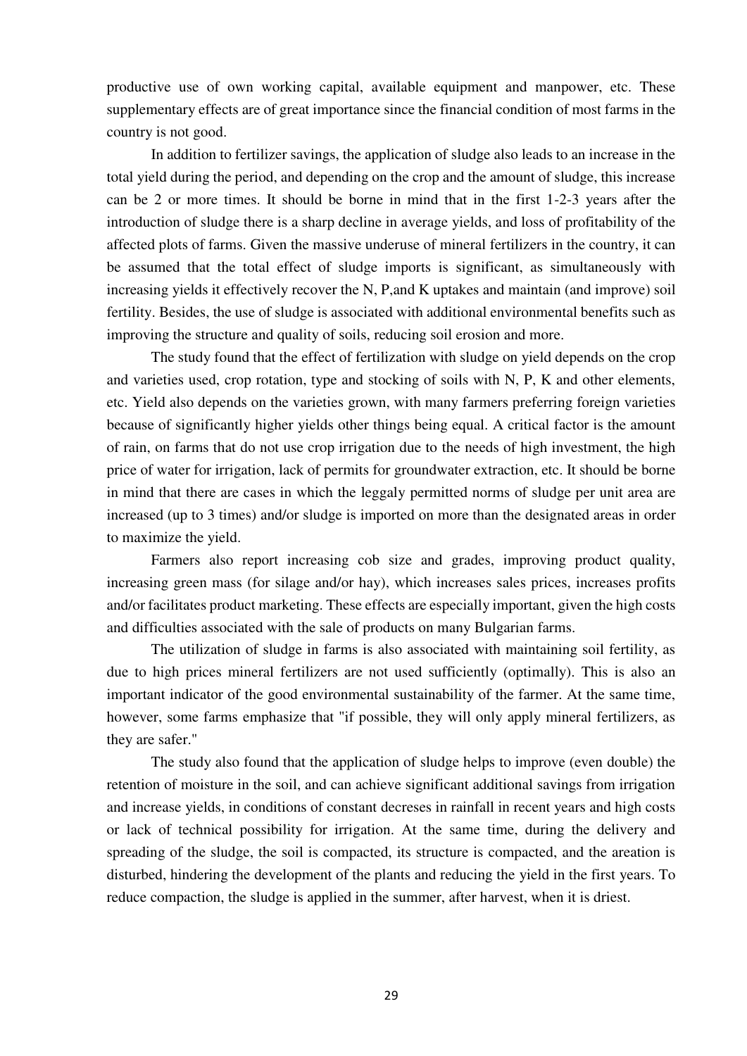productive use of own working capital, available equipment and manpower, etc. These supplementary effects are of great importance since the financial condition of most farms in the country is not good.

In addition to fertilizer savings, the application of sludge also leads to an increase in the total yield during the period, and depending on the crop and the amount of sludge, this increase can be 2 or more times. It should be borne in mind that in the first 1-2-3 years after the introduction of sludge there is a sharp decline in average yields, and loss of profitability of the affected plots of farms. Given the massive underuse of mineral fertilizers in the country, it can be assumed that the total effect of sludge imports is significant, as simultaneously with increasing yields it effectively recover the N, P,and K uptakes and maintain (and improve) soil fertility. Besides, the use of sludge is associated with additional environmental benefits such as improving the structure and quality of soils, reducing soil erosion and more.

The study found that the effect of fertilization with sludge on yield depends on the crop and varieties used, crop rotation, type and stocking of soils with N, P, K and other elements, etc. Yield also depends on the varieties grown, with many farmers preferring foreign varieties because of significantly higher yields other things being equal. A critical factor is the amount of rain, on farms that do not use crop irrigation due to the needs of high investment, the high price of water for irrigation, lack of permits for groundwater extraction, etc. It should be borne in mind that there are cases in which the leggaly permitted norms of sludge per unit area are increased (up to 3 times) and/or sludge is imported on more than the designated areas in order to maximize the yield.

Farmers also report increasing cob size and grades, improving product quality, increasing green mass (for silage and/or hay), which increases sales prices, increases profits and/or facilitates product marketing. These effects are especially important, given the high costs and difficulties associated with the sale of products on many Bulgarian farms.

The utilization of sludge in farms is also associated with maintaining soil fertility, as due to high prices mineral fertilizers are not used sufficiently (optimally). This is also an important indicator of the good environmental sustainability of the farmer. At the same time, however, some farms emphasize that "if possible, they will only apply mineral fertilizers, as they are safer."

The study also found that the application of sludge helps to improve (even double) the retention of moisture in the soil, and can achieve significant additional savings from irrigation and increase yields, in conditions of constant decreses in rainfall in recent years and high costs or lack of technical possibility for irrigation. At the same time, during the delivery and spreading of the sludge, the soil is compacted, its structure is compacted, and the areation is disturbed, hindering the development of the plants and reducing the yield in the first years. To reduce compaction, the sludge is applied in the summer, after harvest, when it is driest.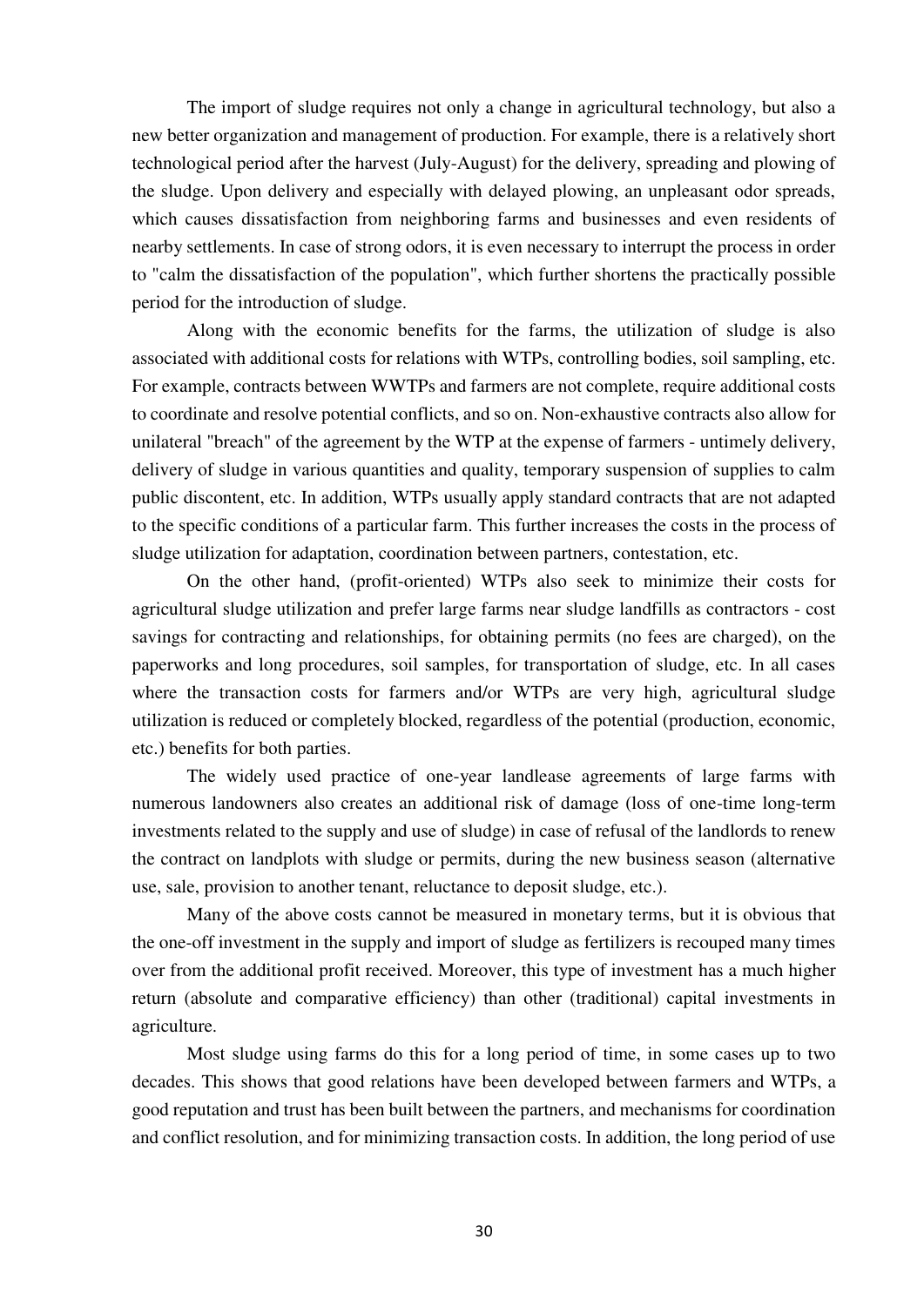The import of sludge requires not only a change in agricultural technology, but also a new better organization and management of production. For example, there is a relatively short technological period after the harvest (July-August) for the delivery, spreading and plowing of the sludge. Upon delivery and especially with delayed plowing, an unpleasant odor spreads, which causes dissatisfaction from neighboring farms and businesses and even residents of nearby settlements. In case of strong odors, it is even necessary to interrupt the process in order to "calm the dissatisfaction of the population", which further shortens the practically possible period for the introduction of sludge.

Along with the economic benefits for the farms, the utilization of sludge is also associated with additional costs for relations with WTPs, controlling bodies, soil sampling, etc. For example, contracts between WWTPs and farmers are not complete, require additional costs to coordinate and resolve potential conflicts, and so on. Non-exhaustive contracts also allow for unilateral "breach" of the agreement by the WTP at the expense of farmers - untimely delivery, delivery of sludge in various quantities and quality, temporary suspension of supplies to calm public discontent, etc. In addition, WTPs usually apply standard contracts that are not adapted to the specific conditions of a particular farm. This further increases the costs in the process of sludge utilization for adaptation, coordination between partners, contestation, etc.

On the other hand, (profit-oriented) WTPs also seek to minimize their costs for agricultural sludge utilization and prefer large farms near sludge landfills as contractors - cost savings for contracting and relationships, for obtaining permits (no fees are charged), on the paperworks and long procedures, soil samples, for transportation of sludge, etc. In all cases where the transaction costs for farmers and/or WTPs are very high, agricultural sludge utilization is reduced or completely blocked, regardless of the potential (production, economic, etc.) benefits for both parties.

The widely used practice of one-year landlease agreements of large farms with numerous landowners also creates an additional risk of damage (loss of one-time long-term investments related to the supply and use of sludge) in case of refusal of the landlords to renew the contract on landplots with sludge or permits, during the new business season (alternative use, sale, provision to another tenant, reluctance to deposit sludge, etc.).

Many of the above costs cannot be measured in monetary terms, but it is obvious that the one-off investment in the supply and import of sludge as fertilizers is recouped many times over from the additional profit received. Moreover, this type of investment has a much higher return (absolute and comparative efficiency) than other (traditional) capital investments in agriculture.

Most sludge using farms do this for a long period of time, in some cases up to two decades. This shows that good relations have been developed between farmers and WTPs, a good reputation and trust has been built between the partners, and mechanisms for coordination and conflict resolution, and for minimizing transaction costs. In addition, the long period of use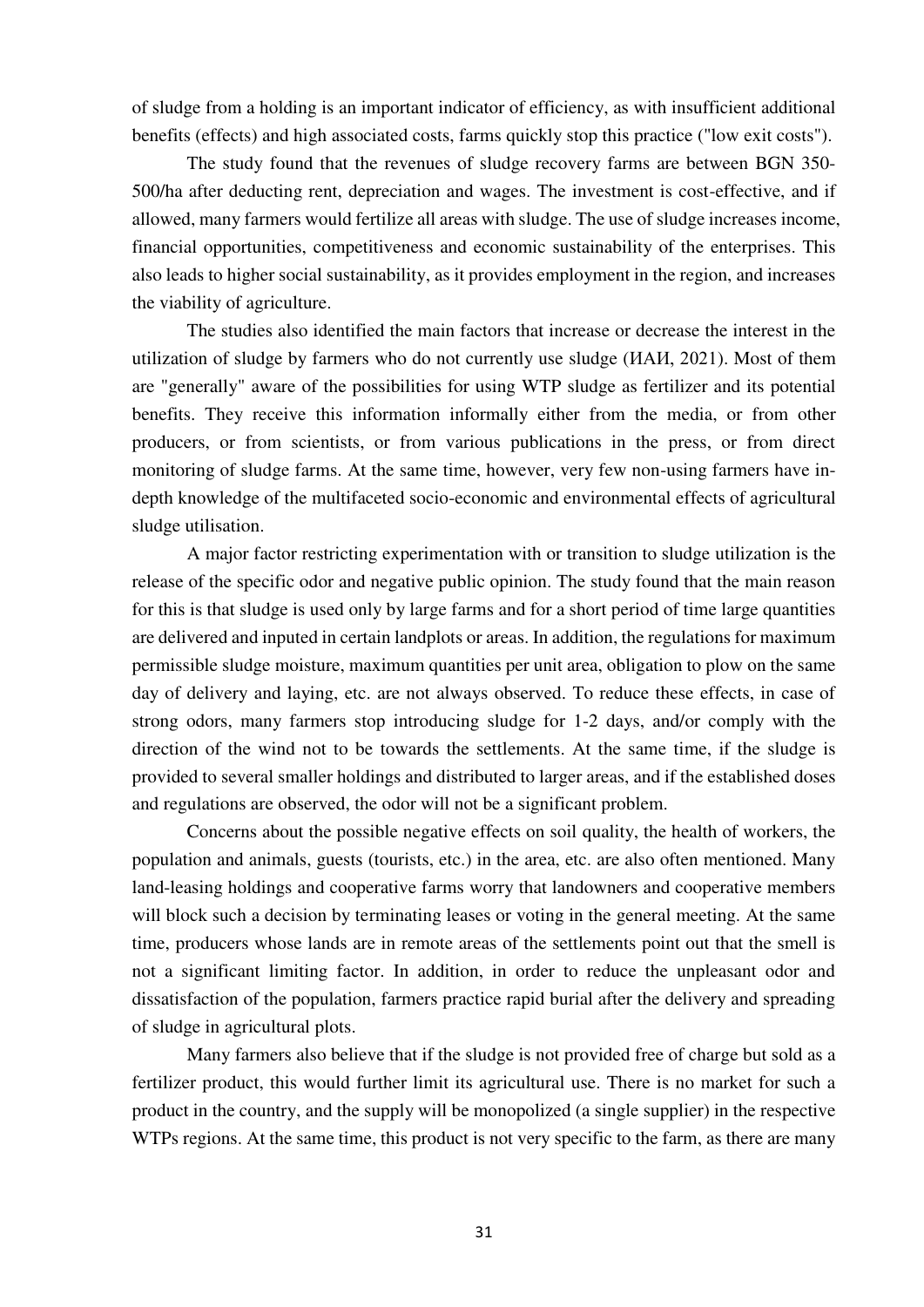of sludge from a holding is an important indicator of efficiency, as with insufficient additional benefits (effects) and high associated costs, farms quickly stop this practice ("low exit costs").

The study found that the revenues of sludge recovery farms are between BGN 350-500/ha after deducting rent, depreciation and wages. The investment is cost-effective, and if allowed, many farmers would fertilize all areas with sludge. The use of sludge increases income, financial opportunities, competitiveness and economic sustainability of the enterprises. This also leads to higher social sustainability, as it provides employment in the region, and increases the viability of agriculture.

The studies also identified the main factors that increase or decrease the interest in the utilization of sludge by farmers who do not currently use sludge (ИАИ, 2021). Most of them are "generally" aware of the possibilities for using WTP sludge as fertilizer and its potential benefits. They receive this information informally either from the media, or from other producers, or from scientists, or from various publications in the press, or from direct monitoring of sludge farms. At the same time, however, very few non-using farmers have in-depth knowledge of the multifaceted socio-economic and environmental effects of agricultural sludge utilisation.

A major factor restricting experimentation with or transition to sludge utilization is the release of the specific odor and negative public opinion. The study found that the main reason for this is that sludge is used only by large farms and for a short period of time large quantities are delivered and inputed in certain landplots or areas. In addition, the regulations for maximum permissible sludge moisture, maximum quantities per unit area, obligation to plow on the same day of delivery and laying, etc. are not always observed. To reduce these effects, in case of strong odors, many farmers stop introducing sludge for 1-2 days, and/or comply with the direction of the wind not to be towards the settlements. At the same time, if the sludge is provided to several smaller holdings and distributed to larger areas, and if the established doses and regulations are observed, the odor will not be a significant problem.

Concerns about the possible negative effects on soil quality, the health of workers, the population and animals, guests (tourists, etc.) in the area, etc. are also often mentioned. Many land-leasing holdings and cooperative farms worry that landowners and cooperative members will block such a decision by terminating leases or voting in the general meeting. At the same time, producers whose lands are in remote areas of the settlements point out that the smell is not a significant limiting factor. In addition, in order to reduce the unpleasant odor and dissatisfaction of the population, farmers practice rapid burial after the delivery and spreading of sludge in agricultural plots.

Many farmers also believe that if the sludge is not provided free of charge but sold as a fertilizer product, this would further limit its agricultural use. There is no market for such a product in the country, and the supply will be monopolized (a single supplier) in the respective WTPs regions. At the same time, this product is not very specific to the farm, as there are many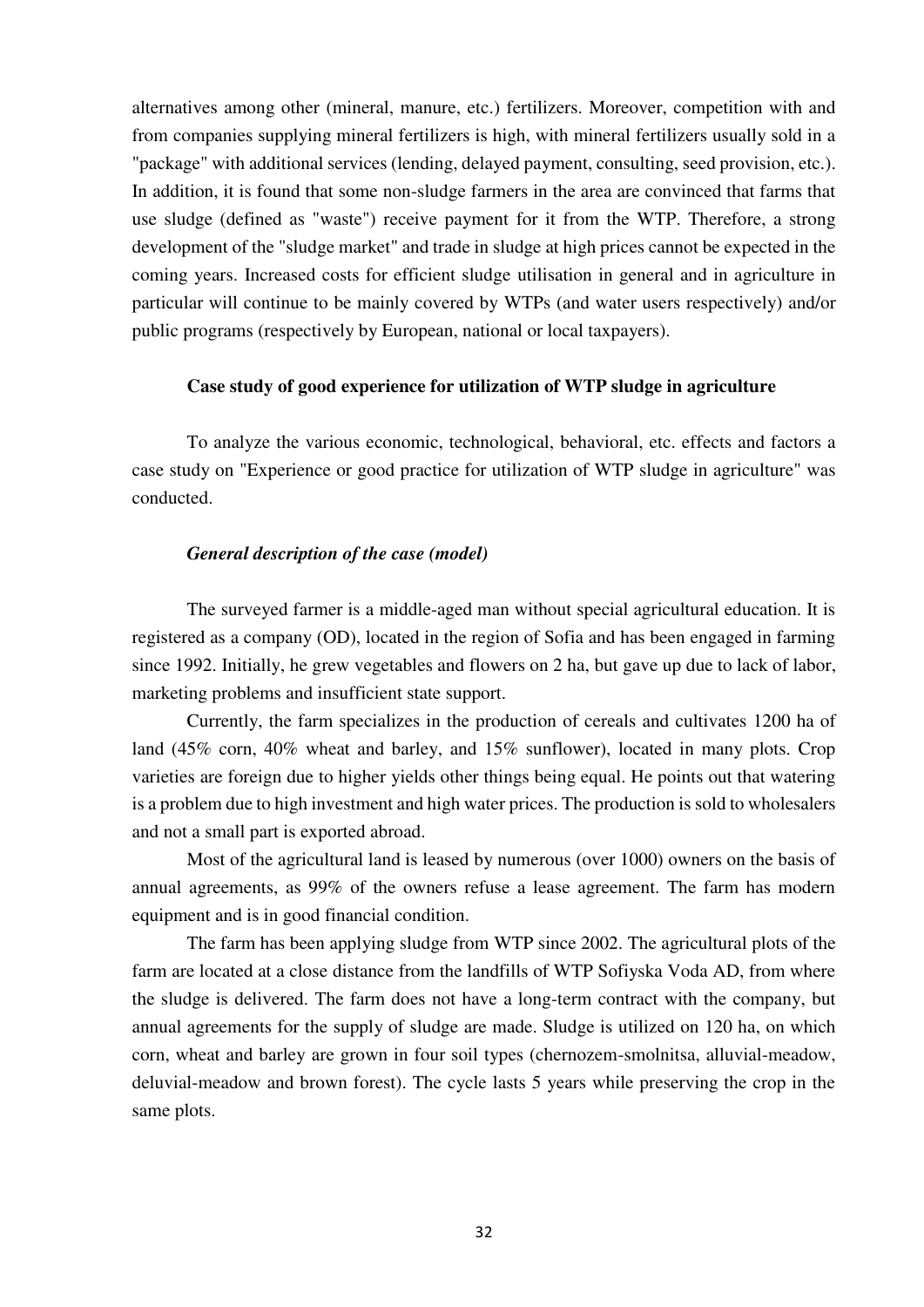alternatives among other (mineral, manure, etc.) fertilizers. Moreover, competition with and from companies supplying mineral fertilizers is high, with mineral fertilizers usually sold in a "package" with additional services (lending, delayed payment, consulting, seed provision, etc.). In addition, it is found that some non-sludge farmers in the area are convinced that farms that use sludge (defined as "waste") receive payment for it from the WTP. Therefore, a strong development of the "sludge market" and trade in sludge at high prices cannot be expected in the coming years. Increased costs for efficient sludge utilisation in general and in agriculture in particular will continue to be mainly covered by WTPs (and water users respectively) and/or public programs (respectively by European, national or local taxpayers).

**Case study of good experience for utilization of WTP sludge in agriculture**

To analyze the various economic, technological, behavioral, etc. effects and factors a case study on "Experience or good practice for utilization of WTP sludge in agriculture" was conducted.

***General description of the case (model)***

The surveyed farmer is a middle-aged man without special agricultural education. It is registered as a company (OD), located in the region of Sofia and has been engaged in farming since 1992. Initially, he grew vegetables and flowers on 2 ha, but gave up due to lack of labor, marketing problems and insufficient state support.

Currently, the farm specializes in the production of cereals and cultivates 1200 ha of land (45% corn, 40% wheat and barley, and 15% sunflower), located in many plots. Crop varieties are foreign due to higher yields other things being equal. He points out that watering is a problem due to high investment and high water prices. The production is sold to wholesalers and not a small part is exported abroad.

Most of the agricultural land is leased by numerous (over 1000) owners on the basis of annual agreements, as 99% of the owners refuse a lease agreement. The farm has modern equipment and is in good financial condition.

The farm has been applying sludge from WTP since 2002. The agricultural plots of the farm are located at a close distance from the landfills of WTP Sofiyska Voda AD, from where the sludge is delivered. The farm does not have a long-term contract with the company, but annual agreements for the supply of sludge are made. Sludge is utilized on 120 ha, on which corn, wheat and barley are grown in four soil types (chernozem-smolnitsa, alluvial-meadow, deluvial-meadow and brown forest). The cycle lasts 5 years while preserving the crop in the same plots.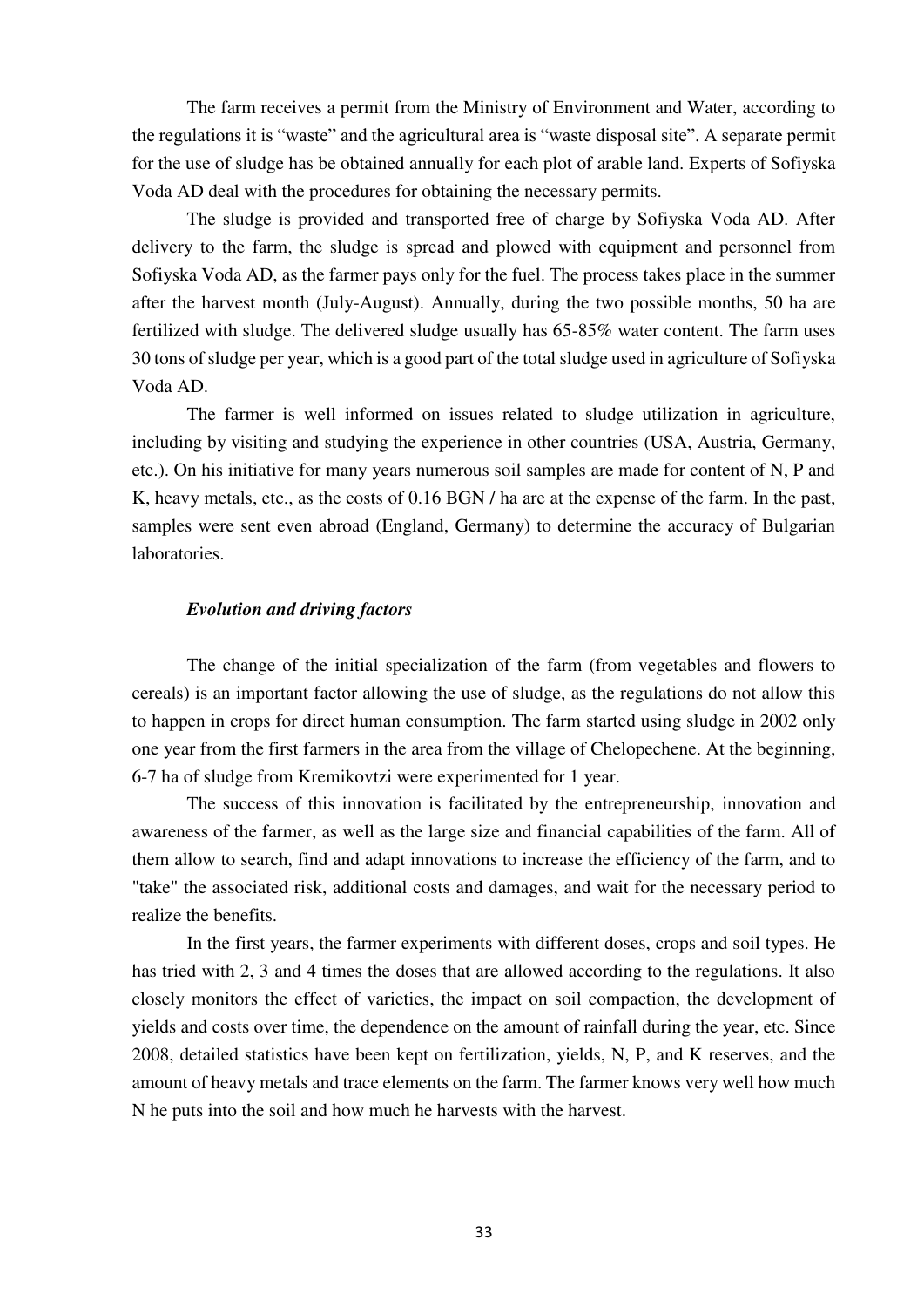The farm receives a permit from the Ministry of Environment and Water, according to the regulations it is "waste" and the agricultural area is "waste disposal site". A separate permit for the use of sludge has be obtained annually for each plot of arable land. Experts of Sofiyska Voda AD deal with the procedures for obtaining the necessary permits.

The sludge is provided and transported free of charge by Sofiyska Voda AD. After delivery to the farm, the sludge is spread and plowed with equipment and personnel from Sofiyska Voda AD, as the farmer pays only for the fuel. The process takes place in the summer after the harvest month (July-August). Annually, during the two possible months, 50 ha are fertilized with sludge. The delivered sludge usually has 65-85% water content. The farm uses 30 tons of sludge per year, which is a good part of the total sludge used in agriculture of Sofiyska Voda AD.

The farmer is well informed on issues related to sludge utilization in agriculture, including by visiting and studying the experience in other countries (USA, Austria, Germany, etc.). On his initiative for many years numerous soil samples are made for content of N, P and K, heavy metals, etc., as the costs of 0.16 BGN / ha are at the expense of the farm. In the past, samples were sent even abroad (England, Germany) to determine the accuracy of Bulgarian laboratories.

***Evolution and driving factors***

The change of the initial specialization of the farm (from vegetables and flowers to cereals) is an important factor allowing the use of sludge, as the regulations do not allow this to happen in crops for direct human consumption. The farm started using sludge in 2002 only one year from the first farmers in the area from the village of Chelopechene. At the beginning, 6-7 ha of sludge from Kremikovtzi were experimented for 1 year.

The success of this innovation is facilitated by the entrepreneurship, innovation and awareness of the farmer, as well as the large size and financial capabilities of the farm. All of them allow to search, find and adapt innovations to increase the efficiency of the farm, and to "take" the associated risk, additional costs and damages, and wait for the necessary period to realize the benefits.

In the first years, the farmer experiments with different doses, crops and soil types. He has tried with 2, 3 and 4 times the doses that are allowed according to the regulations. It also closely monitors the effect of varieties, the impact on soil compaction, the development of yields and costs over time, the dependence on the amount of rainfall during the year, etc. Since 2008, detailed statistics have been kept on fertilization, yields, N, P, and K reserves, and the amount of heavy metals and trace elements on the farm. The farmer knows very well how much N he puts into the soil and how much he harvests with the harvest.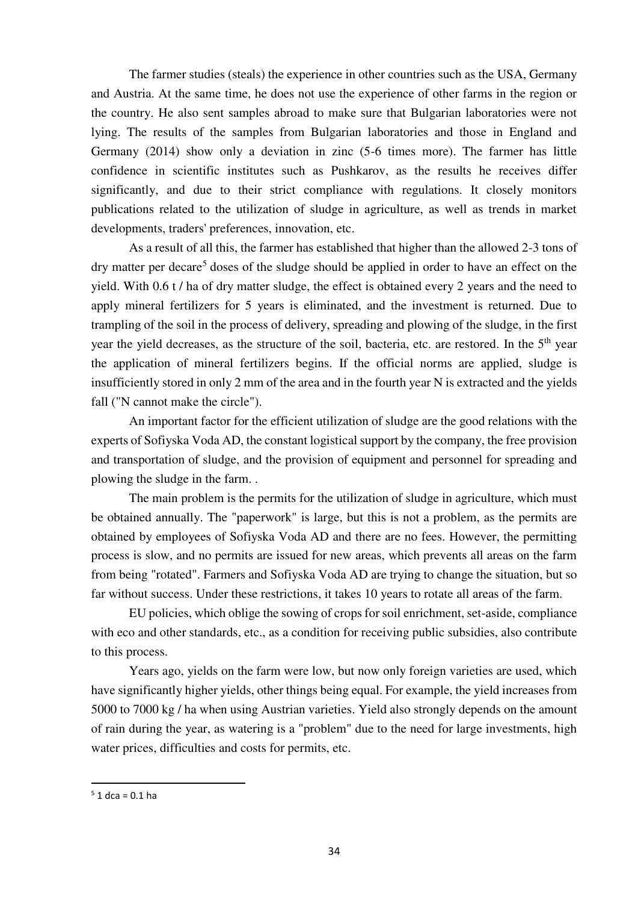The farmer studies (steals) the experience in other countries such as the USA, Germany and Austria. At the same time, he does not use the experience of other farms in the region or the country. He also sent samples abroad to make sure that Bulgarian laboratories were not lying. The results of the samples from Bulgarian laboratories and those in England and Germany (2014) show only a deviation in zinc (5-6 times more). The farmer has little confidence in scientific institutes such as Pushkarov, as the results he receives differ significantly, and due to their strict compliance with regulations. It closely monitors publications related to the utilization of sludge in agriculture, as well as trends in market developments, traders' preferences, innovation, etc.

As a result of all this, the farmer has established that higher than the allowed 2-3 tons of dry matter per decare[5] doses of the sludge should be applied in order to have an effect on the yield. With 0.6 t / ha of dry matter sludge, the effect is obtained every 2 years and the need to apply mineral fertilizers for 5 years is eliminated, and the investment is returned. Due to trampling of the soil in the process of delivery, spreading and plowing of the sludge, in the first year the yield decreases, as the structure of the soil, bacteria, etc. are restored. In the 5th year the application of mineral fertilizers begins. If the official norms are applied, sludge is insufficiently stored in only 2 mm of the area and in the fourth year N is extracted and the yields fall ("N cannot make the circle").

An important factor for the efficient utilization of sludge are the good relations with the experts of Sofiyska Voda AD, the constant logistical support by the company, the free provision and transportation of sludge, and the provision of equipment and personnel for spreading and plowing the sludge in the farm. .

The main problem is the permits for the utilization of sludge in agriculture, which must be obtained annually. The "paperwork" is large, but this is not a problem, as the permits are obtained by employees of Sofiyska Voda AD and there are no fees. However, the permitting process is slow, and no permits are issued for new areas, which prevents all areas on the farm from being "rotated". Farmers and Sofiyska Voda AD are trying to change the situation, but so far without success. Under these restrictions, it takes 10 years to rotate all areas of the farm.

EU policies, which oblige the sowing of crops for soil enrichment, set-aside, compliance with eco and other standards, etc., as a condition for receiving public subsidies, also contribute to this process.

Years ago, yields on the farm were low, but now only foreign varieties are used, which have significantly higher yields, other things being equal. For example, the yield increases from 5000 to 7000 kg / ha when using Austrian varieties. Yield also strongly depends on the amount of rain during the year, as watering is a "problem" due to the need for large investments, high water prices, difficulties and costs for permits, etc.

[5] 1 dca = 0.1 ha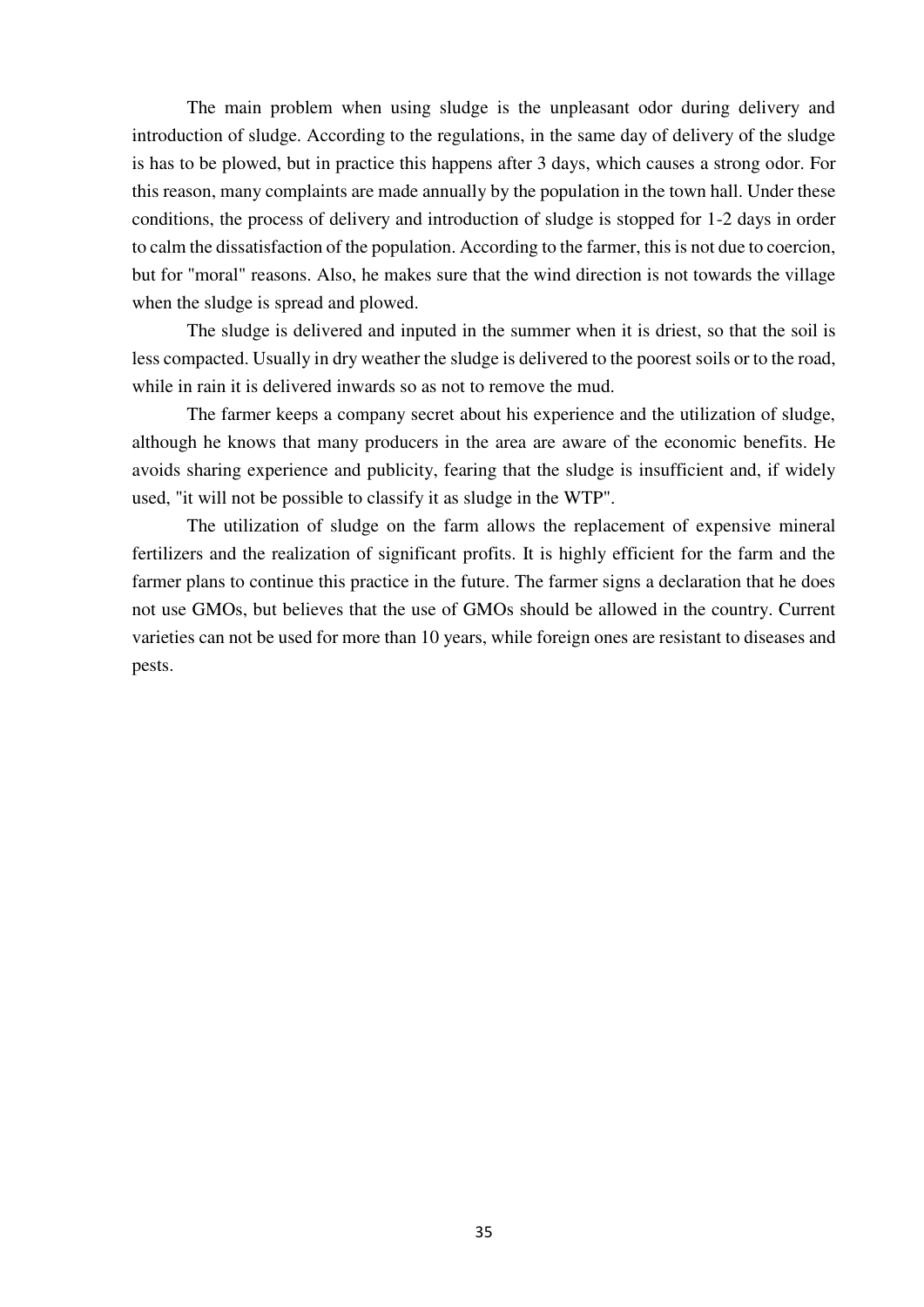The main problem when using sludge is the unpleasant odor during delivery and introduction of sludge. According to the regulations, in the same day of delivery of the sludge is has to be plowed, but in practice this happens after 3 days, which causes a strong odor. For this reason, many complaints are made annually by the population in the town hall. Under these conditions, the process of delivery and introduction of sludge is stopped for 1-2 days in order to calm the dissatisfaction of the population. According to the farmer, this is not due to coercion, but for "moral" reasons. Also, he makes sure that the wind direction is not towards the village when the sludge is spread and plowed.

The sludge is delivered and inputed in the summer when it is driest, so that the soil is less compacted. Usually in dry weather the sludge is delivered to the poorest soils or to the road, while in rain it is delivered inwards so as not to remove the mud.

The farmer keeps a company secret about his experience and the utilization of sludge, although he knows that many producers in the area are aware of the economic benefits. He avoids sharing experience and publicity, fearing that the sludge is insufficient and, if widely used, "it will not be possible to classify it as sludge in the WTP".

The utilization of sludge on the farm allows the replacement of expensive mineral fertilizers and the realization of significant profits. It is highly efficient for the farm and the farmer plans to continue this practice in the future. The farmer signs a declaration that he does not use GMOs, but believes that the use of GMOs should be allowed in the country. Current varieties can not be used for more than 10 years, while foreign ones are resistant to diseases and pests.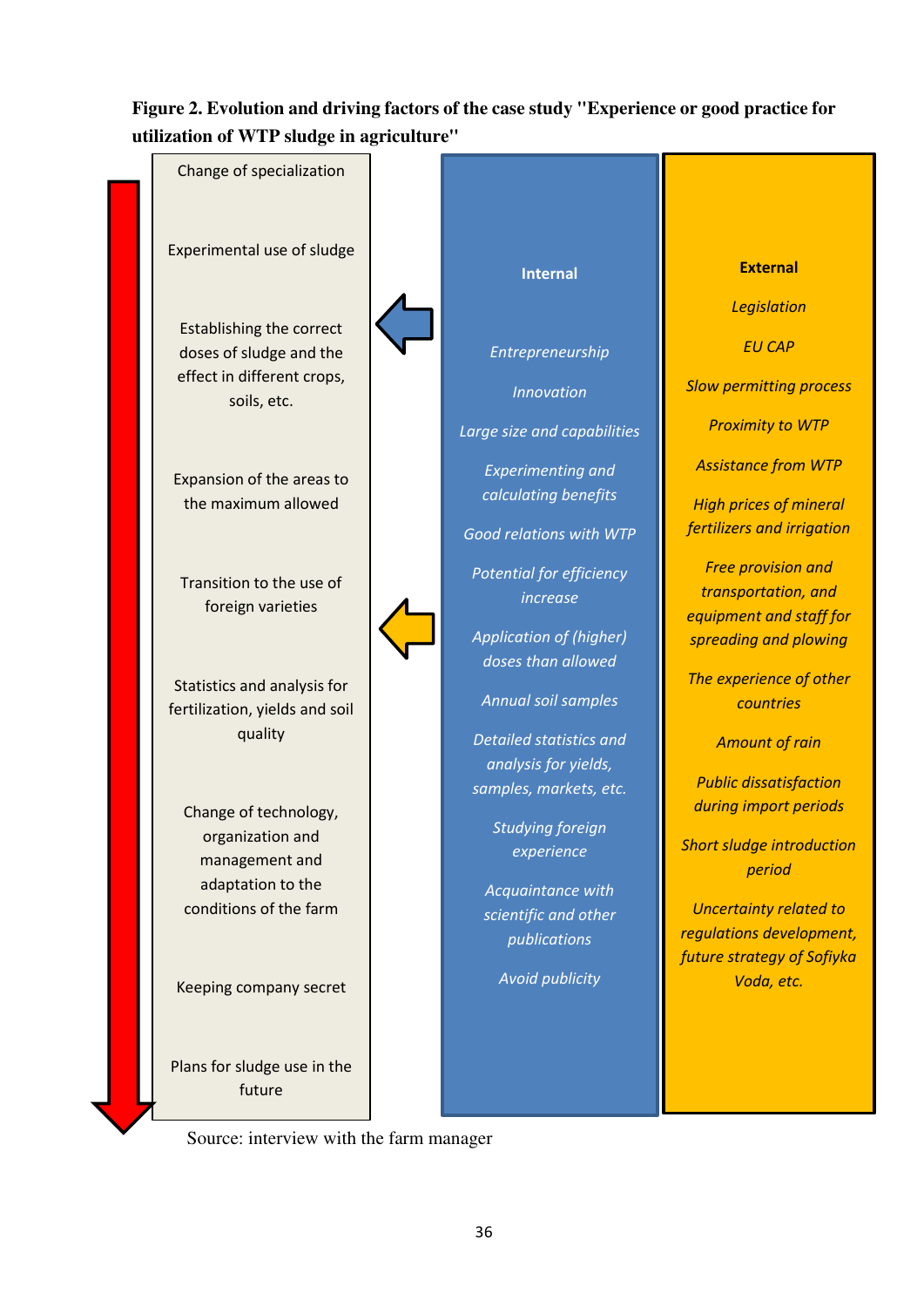**Figure 2. Evolution and driving factors of the case study "Experience or good practice for utilization of WTP sludge in agriculture"**

| Evolution | Internal | External |
|---|---|---|
| Change of specialization | *Entrepreneurship* | *Legislation* |
| Experimental use of sludge | *Innovation* | *EU CAP* |
| Establishing the correct doses of sludge and the effect in different crops, soils, etc. | *Large size and capabilities* | *Slow permitting process* |
| Expansion of the areas to the maximum allowed | *Experimenting and calculating benefits* | *Proximity to WTP* |
| Transition to the use of foreign varieties | *Good relations with WTP* | *Assistance from WTP* |
| Statistics and analysis for fertilization, yields and soil quality | *Potential for efficiency increase* | *High prices of mineral fertilizers and irrigation* |
| Change of technology, organization and management and adaptation to the conditions of the farm | *Application of (higher) doses than allowed* | *Free provision and transportation, and equipment and staff for spreading and plowing* |
| Keeping company secret | *Annual soil samples* | *The experience of other countries* |
| Plans for sludge use in the future | *Detailed statistics and analysis for yields, samples, markets, etc.* | *Amount of rain* |
| | *Studying foreign experience* | *Public dissatisfaction during import periods* |
| | *Acquaintance with scientific and other publications* | *Short sludge introduction period* |
| | *Avoid publicity* | *Uncertainty related to regulations development, future strategy of Sofiyka Voda, etc.* |

Source: interview with the farm manager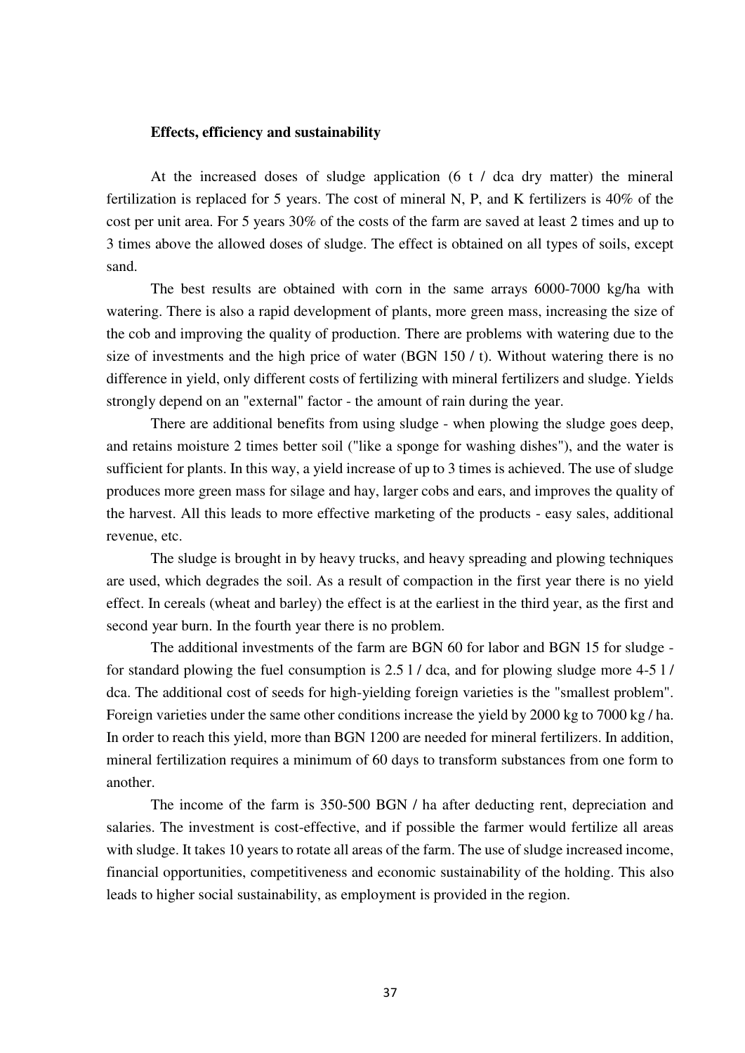**Effects, efficiency and sustainability**

At the increased doses of sludge application (6 t / dca dry matter) the mineral fertilization is replaced for 5 years. The cost of mineral N, P, and K fertilizers is 40% of the cost per unit area. For 5 years 30% of the costs of the farm are saved at least 2 times and up to 3 times above the allowed doses of sludge. The effect is obtained on all types of soils, except sand.

The best results are obtained with corn in the same arrays 6000-7000 kg/ha with watering. There is also a rapid development of plants, more green mass, increasing the size of the cob and improving the quality of production. There are problems with watering due to the size of investments and the high price of water (BGN 150 / t). Without watering there is no difference in yield, only different costs of fertilizing with mineral fertilizers and sludge. Yields strongly depend on an "external" factor - the amount of rain during the year.

There are additional benefits from using sludge - when plowing the sludge goes deep, and retains moisture 2 times better soil ("like a sponge for washing dishes"), and the water is sufficient for plants. In this way, a yield increase of up to 3 times is achieved. The use of sludge produces more green mass for silage and hay, larger cobs and ears, and improves the quality of the harvest. All this leads to more effective marketing of the products - easy sales, additional revenue, etc.

The sludge is brought in by heavy trucks, and heavy spreading and plowing techniques are used, which degrades the soil. As a result of compaction in the first year there is no yield effect. In cereals (wheat and barley) the effect is at the earliest in the third year, as the first and second year burn. In the fourth year there is no problem.

The additional investments of the farm are BGN 60 for labor and BGN 15 for sludge - for standard plowing the fuel consumption is 2.5 l / dca, and for plowing sludge more 4-5 l / dca. The additional cost of seeds for high-yielding foreign varieties is the "smallest problem". Foreign varieties under the same other conditions increase the yield by 2000 kg to 7000 kg / ha. In order to reach this yield, more than BGN 1200 are needed for mineral fertilizers. In addition, mineral fertilization requires a minimum of 60 days to transform substances from one form to another.

The income of the farm is 350-500 BGN / ha after deducting rent, depreciation and salaries. The investment is cost-effective, and if possible the farmer would fertilize all areas with sludge. It takes 10 years to rotate all areas of the farm. The use of sludge increased income, financial opportunities, competitiveness and economic sustainability of the holding. This also leads to higher social sustainability, as employment is provided in the region.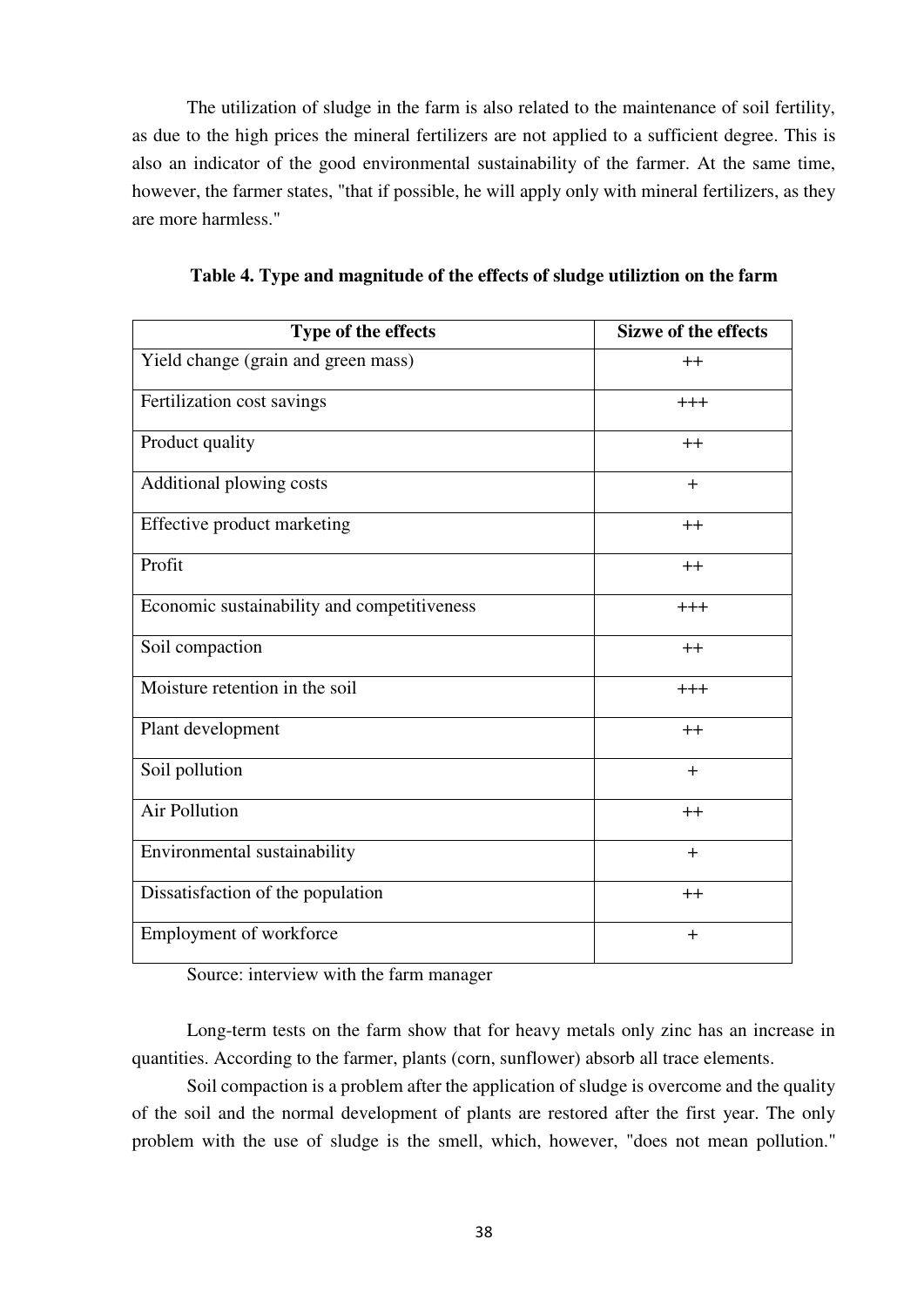The utilization of sludge in the farm is also related to the maintenance of soil fertility, as due to the high prices the mineral fertilizers are not applied to a sufficient degree. This is also an indicator of the good environmental sustainability of the farmer. At the same time, however, the farmer states, "that if possible, he will apply only with mineral fertilizers, as they are more harmless."

**Table 4. Type and magnitude of the effects of sludge utiliztion on the farm**

| Type of the effects | Sizwe of the effects |
|---|---|
| Yield change (grain and green mass) | ++ |
| Fertilization cost savings | +++ |
| Product quality | ++ |
| Additional plowing costs | + |
| Effective product marketing | ++ |
| Profit | ++ |
| Economic sustainability and competitiveness | +++ |
| Soil compaction | ++ |
| Moisture retention in the soil | +++ |
| Plant development | ++ |
| Soil pollution | + |
| Air Pollution | ++ |
| Environmental sustainability | + |
| Dissatisfaction of the population | ++ |
| Employment of workforce | + |

Source: interview with the farm manager

Long-term tests on the farm show that for heavy metals only zinc has an increase in quantities. According to the farmer, plants (corn, sunflower) absorb all trace elements.

Soil compaction is a problem after the application of sludge is overcome and the quality of the soil and the normal development of plants are restored after the first year. The only problem with the use of sludge is the smell, which, however, "does not mean pollution."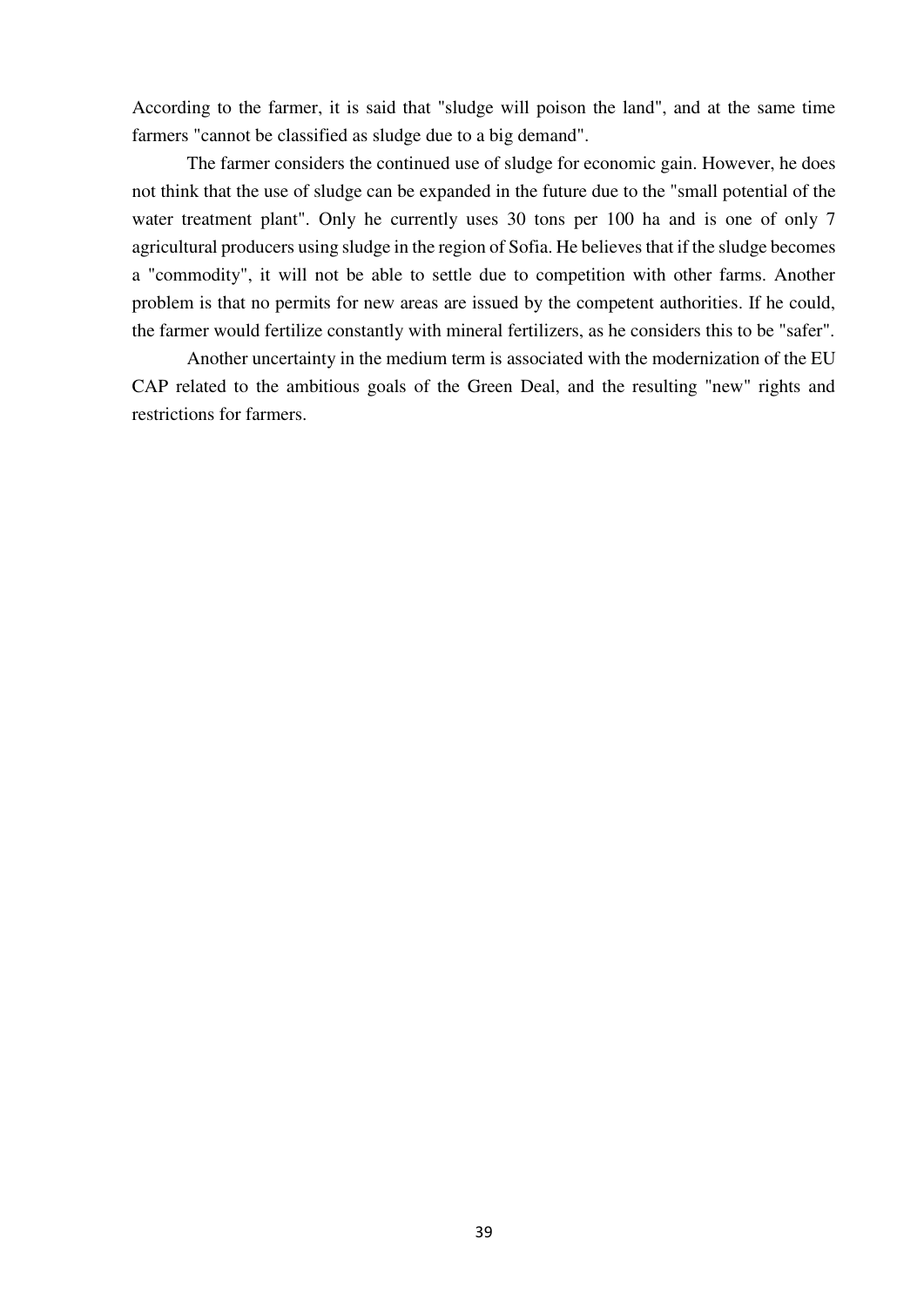According to the farmer, it is said that "sludge will poison the land", and at the same time farmers "cannot be classified as sludge due to a big demand".

The farmer considers the continued use of sludge for economic gain. However, he does not think that the use of sludge can be expanded in the future due to the "small potential of the water treatment plant". Only he currently uses 30 tons per 100 ha and is one of only 7 agricultural producers using sludge in the region of Sofia. He believes that if the sludge becomes a "commodity", it will not be able to settle due to competition with other farms. Another problem is that no permits for new areas are issued by the competent authorities. If he could, the farmer would fertilize constantly with mineral fertilizers, as he considers this to be "safer".

Another uncertainty in the medium term is associated with the modernization of the EU CAP related to the ambitious goals of the Green Deal, and the resulting "new" rights and restrictions for farmers.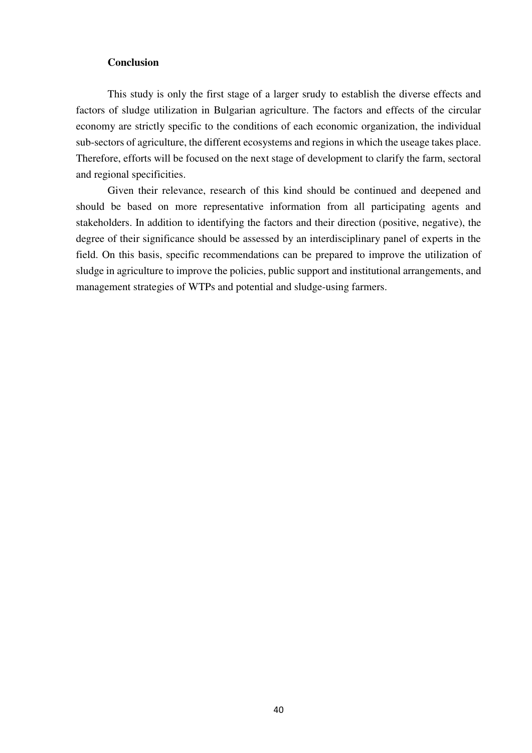## Conclusion

This study is only the first stage of a larger srudy to establish the diverse effects and factors of sludge utilization in Bulgarian agriculture. The factors and effects of the circular economy are strictly specific to the conditions of each economic organization, the individual sub-sectors of agriculture, the different ecosystems and regions in which the useage takes place. Therefore, efforts will be focused on the next stage of development to clarify the farm, sectoral and regional specificities.

Given their relevance, research of this kind should be continued and deepened and should be based on more representative information from all participating agents and stakeholders. In addition to identifying the factors and their direction (positive, negative), the degree of their significance should be assessed by an interdisciplinary panel of experts in the field. On this basis, specific recommendations can be prepared to improve the utilization of sludge in agriculture to improve the policies, public support and institutional arrangements, and management strategies of WTPs and potential and sludge-using farmers.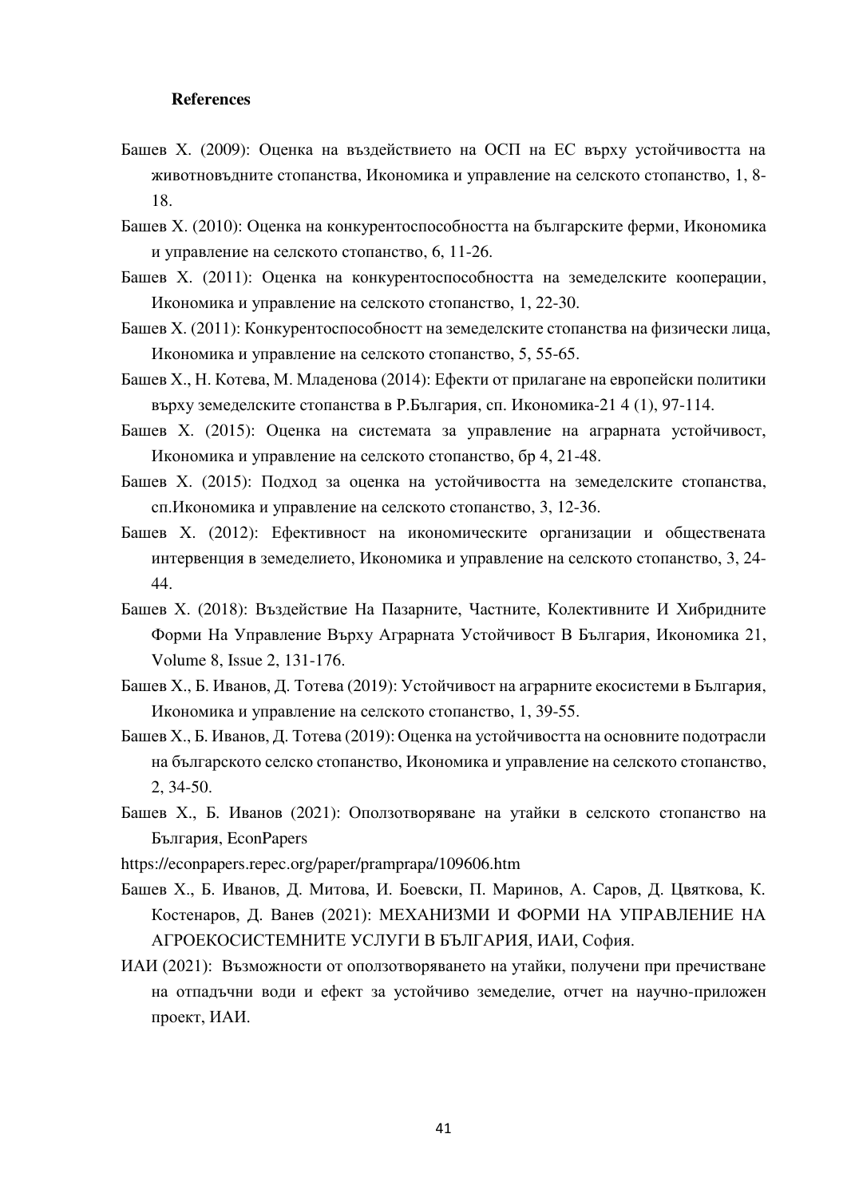**References**

Башев Х. (2009): Оценка на въздействието на ОСП на ЕС върху устойчивостта на животновъдните стопанства, Икономика и управление на селското стопанство, 1, 8-18.

Башев Х. (2010): Оценка на конкурентоспособността на българските ферми, Икономика и управление на селското стопанство, 6, 11-26.

Башев Х. (2011): Оценка на конкурентоспособността на земеделските кооперации, Икономика и управление на селското стопанство, 1, 22-30.

Башев Х. (2011): Конкурентоспособностт на земеделските стопанства на физически лица, Икономика и управление на селското стопанство, 5, 55-65.

Башев Х., Н. Котева, М. Младенова (2014): Ефекти от прилагане на европейски политики върху земеделските стопанства в Р.България, сп. Икономика-21 4 (1), 97-114.

Башев Х. (2015): Оценка на системата за управление на аграрната устойчивост, Икономика и управление на селското стопанство, бр 4, 21-48.

Башев Х. (2015): Подход за оценка на устойчивостта на земеделските стопанства, сп.Икономика и управление на селското стопанство, 3, 12-36.

Башев Х. (2012): Ефективност на икономическите организации и обществената интервенция в земеделието, Икономика и управление на селското стопанство, 3, 24-44.

Башев Х. (2018): Въздействие На Пазарните, Частните, Колективните И Хибридните Форми На Управление Върху Аграрната Устойчивост В България, Икономика 21, Volume 8, Issue 2, 131-176.

Башев Х., Б. Иванов, Д. Тотева (2019): Устойчивост на аграрните екосистеми в България, Икономика и управление на селското стопанство, 1, 39-55.

Башев Х., Б. Иванов, Д. Тотева (2019): Оценка на устойчивостта на основните подотрасли на българското селско стопанство, Икономика и управление на селското стопанство, 2, 34-50.

Башев Х., Б. Иванов (2021): Оползотворяване на утайки в селското стопанство на България, EconPapers
https://econpapers.repec.org/paper/pramprapa/109606.htm

Башев Х., Б. Иванов, Д. Митова, И. Боевски, П. Маринов, А. Саров, Д. Цвяткова, К. Костенаров, Д. Ванев (2021): МЕХАНИЗМИ И ФОРМИ НА УПРАВЛЕНИЕ НА АГРОЕКОСИСТЕМНИТЕ УСЛУГИ В БЪЛГАРИЯ, ИАИ, София.

ИАИ (2021): Възможности от оползотворяването на утайки, получени при пречистване на отпадъчни води и ефект за устойчиво земеделие, отчет на научно-приложен проект, ИАИ.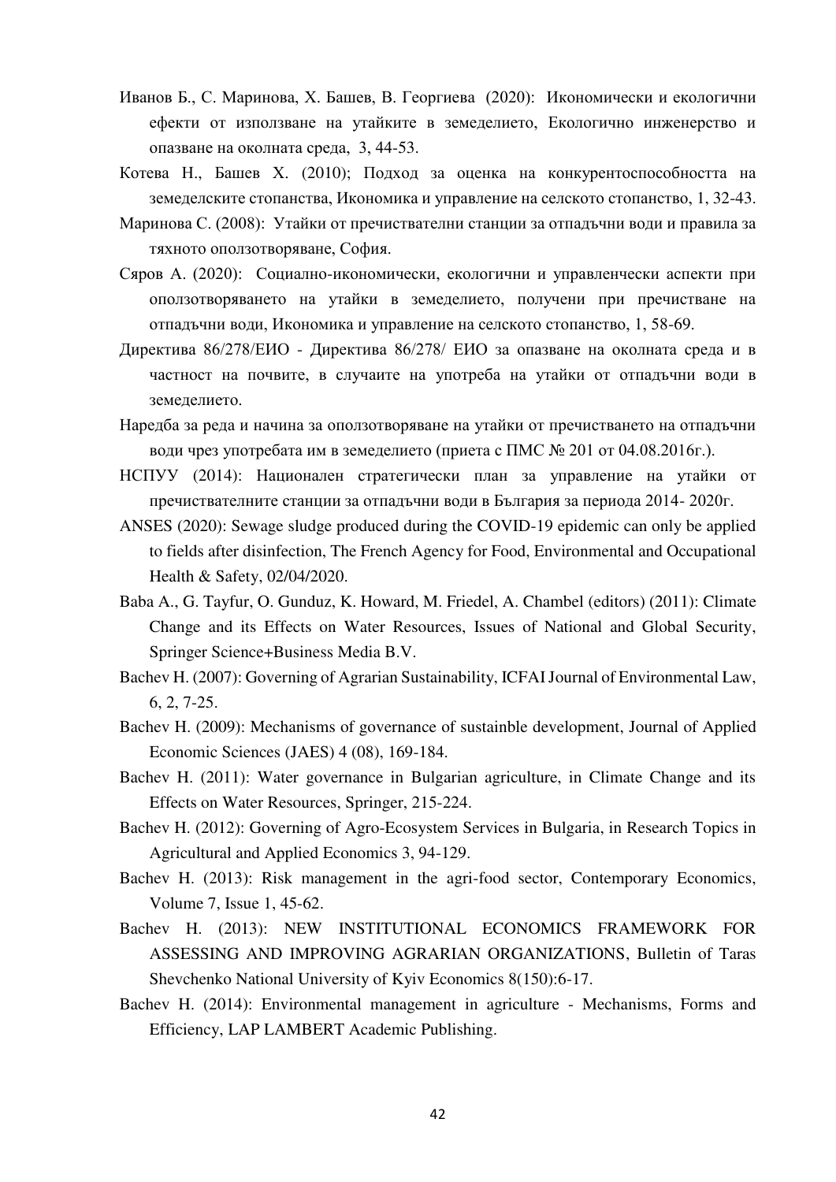Иванов Б., С. Маринова, Х. Башев, В. Георгиева (2020): Икономически и екологични ефекти от използване на утайките в земеделието, Екологично инженерство и опазване на околната среда, 3, 44-53.

Котева Н., Башев Х. (2010); Подход за оценка на конкурентоспособността на земеделските стопанства, Икономика и управление на селското стопанство, 1, 32-43.

Маринова С. (2008): Утайки от пречиствателни станции за отпадъчни води и правила за тяхното оползотворяване, София.

Сяров А. (2020): Социално-икономически, екологични и управленчески аспекти при оползотворяването на утайки в земеделието, получени при пречистване на отпадъчни води, Икономика и управление на селското стопанство, 1, 58-69.

Директива 86/278/ЕИО - Директива 86/278/ ЕИО за опазване на околната среда и в частност на почвите, в случаите на употреба на утайки от отпадъчни води в земеделието.

Наредба за реда и начина за оползотворяване на утайки от пречистването на отпадъчни води чрез употребата им в земеделието (приета с ПМС № 201 от 04.08.2016г.).

НСПУУ (2014): Национален стратегически план за управление на утайки от пречиствателните станции за отпадъчни води в България за периода 2014- 2020г.

ANSES (2020): Sewage sludge produced during the COVID-19 epidemic can only be applied to fields after disinfection, The French Agency for Food, Environmental and Occupational Health & Safety, 02/04/2020.

Baba A., G. Tayfur, O. Gunduz, K. Howard, M. Friedel, A. Chambel (editors) (2011): Climate Change and its Effects on Water Resources, Issues of National and Global Security, Springer Science+Business Media B.V.

Bachev H. (2007): Governing of Agrarian Sustainability, ICFAI Journal of Environmental Law, 6, 2, 7-25.

Bachev H. (2009): Mechanisms of governance of sustainble development, Journal of Applied Economic Sciences (JAES) 4 (08), 169-184.

Bachev H. (2011): Water governance in Bulgarian agriculture, in Climate Change and its Effects on Water Resources, Springer, 215-224.

Bachev H. (2012): Governing of Agro-Ecosystem Services in Bulgaria, in Research Topics in Agricultural and Applied Economics 3, 94-129.

Bachev H. (2013): Risk management in the agri-food sector, Contemporary Economics, Volume 7, Issue 1, 45-62.

Bachev H. (2013): NEW INSTITUTIONAL ECONOMICS FRAMEWORK FOR ASSESSING AND IMPROVING AGRARIAN ORGANIZATIONS, Bulletin of Taras Shevchenko National University of Kyiv Economics 8(150):6-17.

Bachev H. (2014): Environmental management in agriculture - Mechanisms, Forms and Efficiency, LAP LAMBERT Academic Publishing.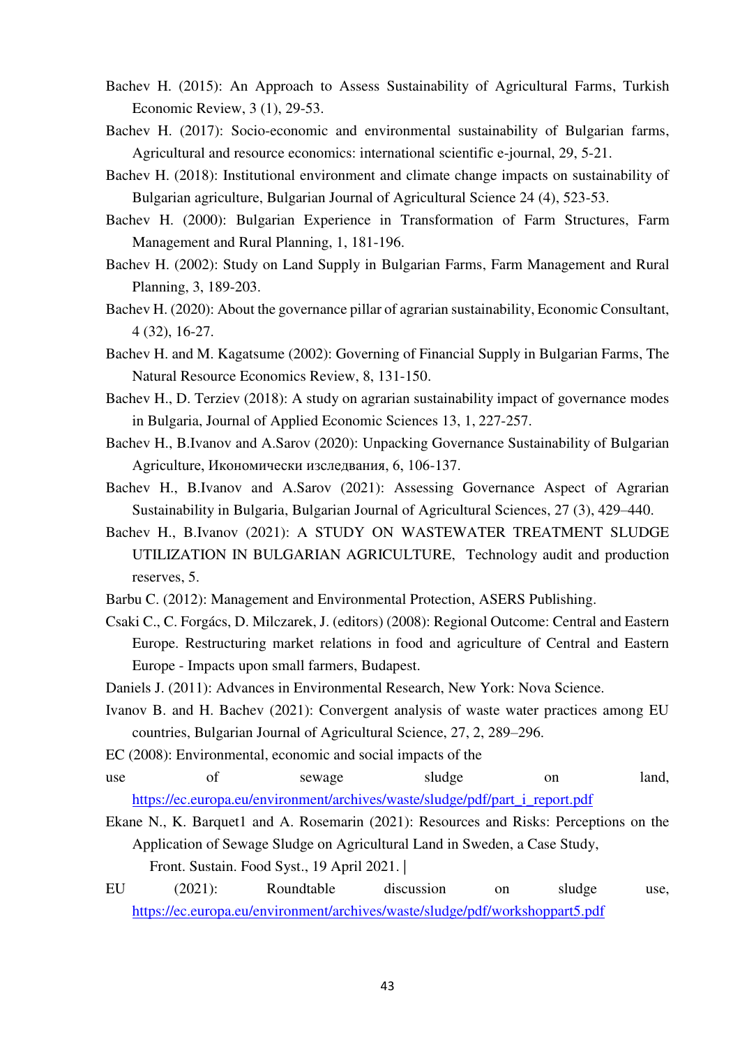Bachev H. (2015): An Approach to Assess Sustainability of Agricultural Farms, Turkish Economic Review, 3 (1), 29-53.

Bachev H. (2017): Socio-economic and environmental sustainability of Bulgarian farms, Agricultural and resource economics: international scientific e-journal, 29, 5-21.

Bachev H. (2018): Institutional environment and climate change impacts on sustainability of Bulgarian agriculture, Bulgarian Journal of Agricultural Science 24 (4), 523-53.

Bachev H. (2000): Bulgarian Experience in Transformation of Farm Structures, Farm Management and Rural Planning, 1, 181-196.

Bachev H. (2002): Study on Land Supply in Bulgarian Farms, Farm Management and Rural Planning, 3, 189-203.

Bachev H. (2020): About the governance pillar of agrarian sustainability, Economic Consultant, 4 (32), 16-27.

Bachev H. and M. Kagatsume (2002): Governing of Financial Supply in Bulgarian Farms, The Natural Resource Economics Review, 8, 131-150.

Bachev H., D. Terziev (2018): A study on agrarian sustainability impact of governance modes in Bulgaria, Journal of Applied Economic Sciences 13, 1, 227-257.

Bachev H., B.Ivanov and A.Sarov (2020): Unpacking Governance Sustainability of Bulgarian Agriculture, Икономически изследвания, 6, 106-137.

Bachev H., B.Ivanov and A.Sarov (2021): Assessing Governance Aspect of Agrarian Sustainability in Bulgaria, Bulgarian Journal of Agricultural Sciences, 27 (3), 429–440.

Bachev H., B.Ivanov (2021): A STUDY ON WASTEWATER TREATMENT SLUDGE UTILIZATION IN BULGARIAN AGRICULTURE, Technology audit and production reserves, 5.

Barbu C. (2012): Management and Environmental Protection, ASERS Publishing.

Csaki C., C. Forgács, D. Milczarek, J. (editors) (2008): Regional Outcome: Central and Eastern Europe. Restructuring market relations in food and agriculture of Central and Eastern Europe - Impacts upon small farmers, Budapest.

Daniels J. (2011): Advances in Environmental Research, New York: Nova Science.

Ivanov B. and H. Bachev (2021): Convergent analysis of waste water practices among EU countries, Bulgarian Journal of Agricultural Science, 27, 2, 289–296.

EC (2008): Environmental, economic and social impacts of the use of sewage sludge on land, https://ec.europa.eu/environment/archives/waste/sludge/pdf/part_i_report.pdf

Ekane N., K. Barquet1 and A. Rosemarin (2021): Resources and Risks: Perceptions on the Application of Sewage Sludge on Agricultural Land in Sweden, a Case Study, Front. Sustain. Food Syst., 19 April 2021. |

EU (2021): Roundtable discussion on sludge use, https://ec.europa.eu/environment/archives/waste/sludge/pdf/workshoppart5.pdf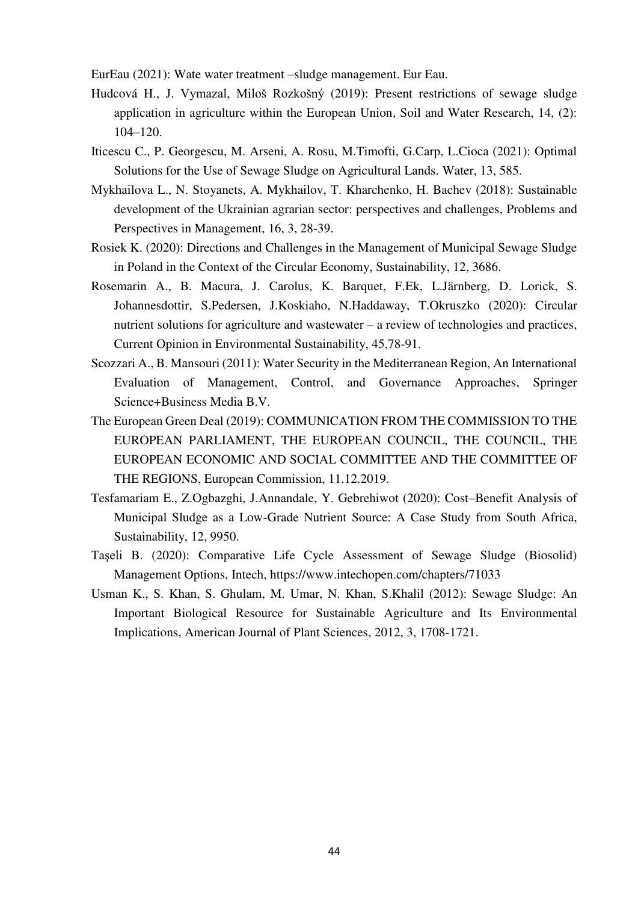EurEau (2021): Wate water treatment –sludge management. Eur Eau.

Hudcová H., J. Vymazal, Miloš Rozkošný (2019): Present restrictions of sewage sludge application in agriculture within the European Union, Soil and Water Research, 14, (2): 104–120.

Iticescu C., P. Georgescu, M. Arseni, A. Rosu, M.Timofti, G.Carp, L.Cioca (2021): Optimal Solutions for the Use of Sewage Sludge on Agricultural Lands. Water, 13, 585.

Mykhailova L., N. Stoyanets, A. Mykhailov, T. Kharchenko, H. Bachev (2018): Sustainable development of the Ukrainian agrarian sector: perspectives and challenges, Problems and Perspectives in Management, 16, 3, 28-39.

Rosiek K. (2020): Directions and Challenges in the Management of Municipal Sewage Sludge in Poland in the Context of the Circular Economy, Sustainability, 12, 3686.

Rosemarin A., B. Macura, J. Carolus, K. Barquet, F.Ek, L.Järnberg, D. Lorick, S. Johannesdottir, S.Pedersen, J.Koskiaho, N.Haddaway, T.Okruszko (2020): Circular nutrient solutions for agriculture and wastewater – a review of technologies and practices, Current Opinion in Environmental Sustainability, 45,78-91.

Scozzari A., B. Mansouri (2011): Water Security in the Mediterranean Region, An International Evaluation of Management, Control, and Governance Approaches, Springer Science+Business Media B.V.

The European Green Deal (2019): COMMUNICATION FROM THE COMMISSION TO THE EUROPEAN PARLIAMENT, THE EUROPEAN COUNCIL, THE COUNCIL, THE EUROPEAN ECONOMIC AND SOCIAL COMMITTEE AND THE COMMITTEE OF THE REGIONS, European Commission, 11.12.2019.

Tesfamariam E., Z.Ogbazghi, J.Annandale, Y. Gebrehiwot (2020): Cost–Benefit Analysis of Municipal Sludge as a Low-Grade Nutrient Source: A Case Study from South Africa, Sustainability, 12, 9950.

Taşeli B. (2020): Comparative Life Cycle Assessment of Sewage Sludge (Biosolid) Management Options, Intech, https://www.intechopen.com/chapters/71033

Usman K., S. Khan, S. Ghulam, M. Umar, N. Khan, S.Khalil (2012): Sewage Sludge: An Important Biological Resource for Sustainable Agriculture and Its Environmental Implications, American Journal of Plant Sciences, 2012, 3, 1708-1721.